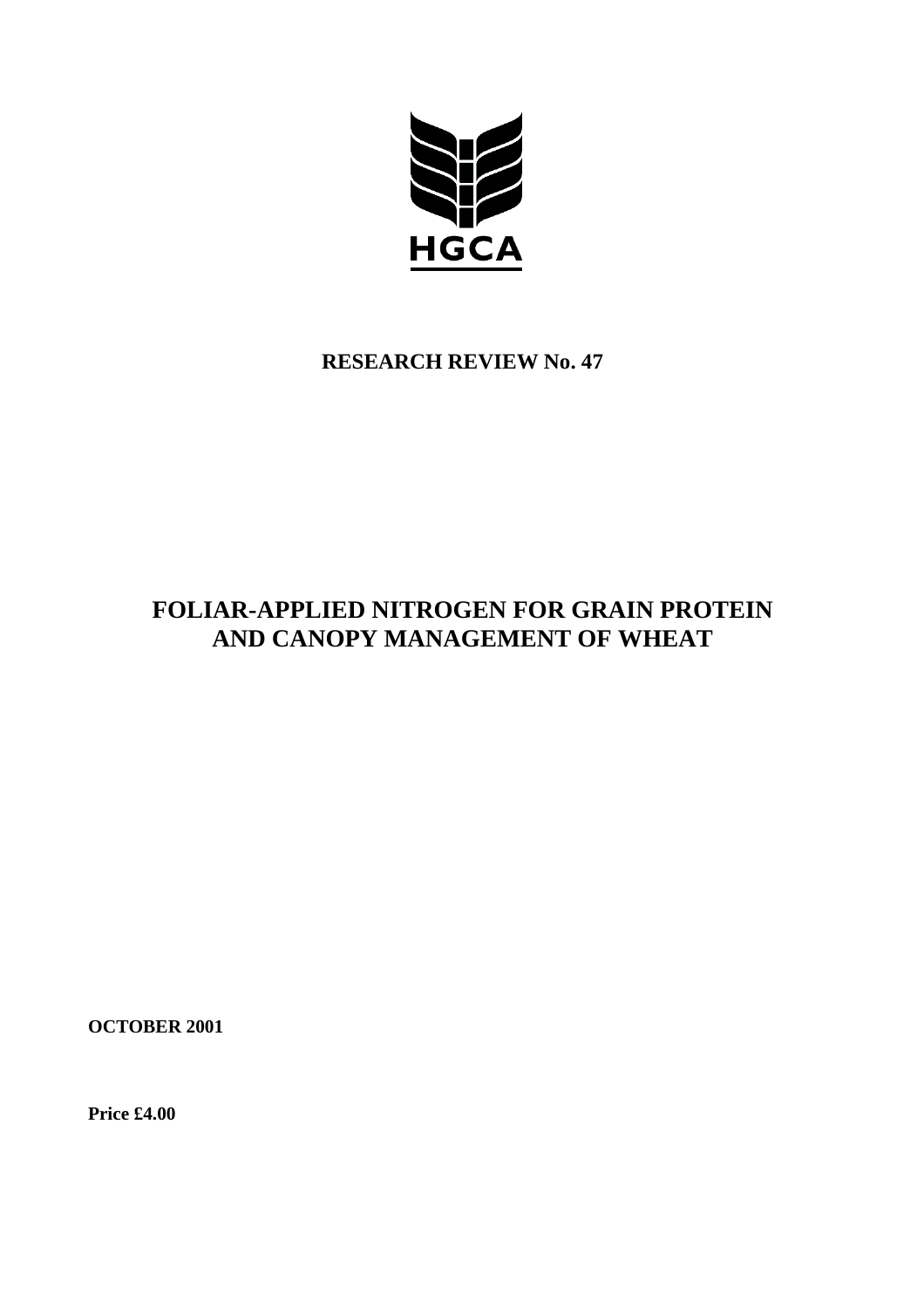HGCA

**RESEARCH REVIEW No. 47**

# FOLIAR-APPLIED NITROGEN FOR GRAIN PROTEIN AND CANOPY MANAGEMENT OF WHEAT

**OCTOBER 2001**

**Price £4.00**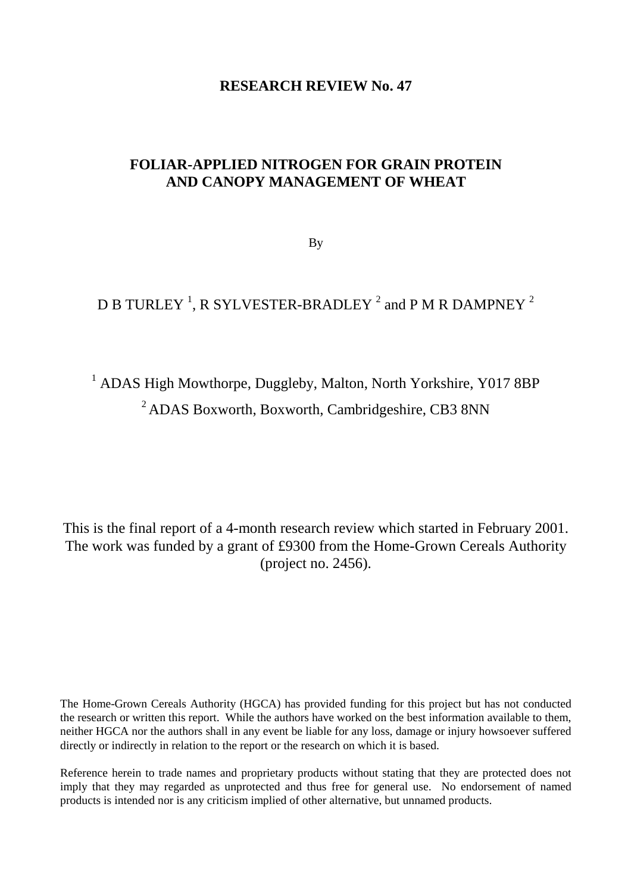**RESEARCH REVIEW No. 47**

# FOLIAR-APPLIED NITROGEN FOR GRAIN PROTEIN AND CANOPY MANAGEMENT OF WHEAT

By

D B TURLEY [1], R SYLVESTER-BRADLEY [2] and P M R DAMPNEY [2]

[1] ADAS High Mowthorpe, Duggleby, Malton, North Yorkshire, Y017 8BP

[2] ADAS Boxworth, Boxworth, Cambridgeshire, CB3 8NN

This is the final report of a 4-month research review which started in February 2001. The work was funded by a grant of £9300 from the Home-Grown Cereals Authority (project no. 2456).

The Home-Grown Cereals Authority (HGCA) has provided funding for this project but has not conducted the research or written this report. While the authors have worked on the best information available to them, neither HGCA nor the authors shall in any event be liable for any loss, damage or injury howsoever suffered directly or indirectly in relation to the report or the research on which it is based.

Reference herein to trade names and proprietary products without stating that they are protected does not imply that they may regarded as unprotected and thus free for general use. No endorsement of named products is intended nor is any criticism implied of other alternative, but unnamed products.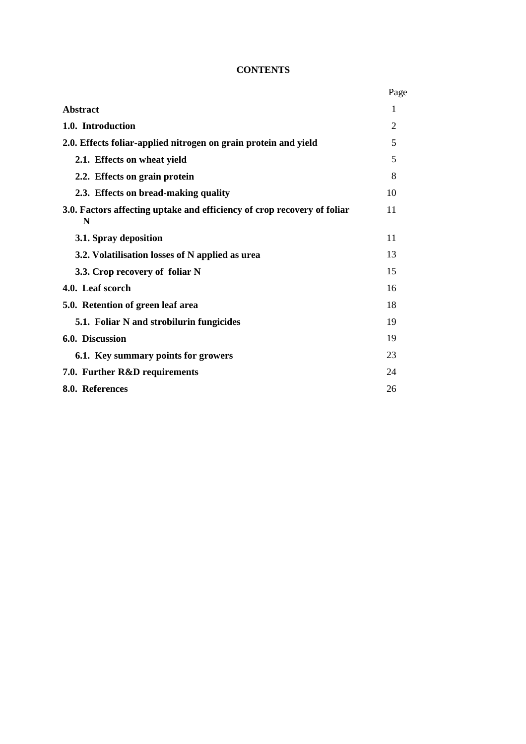**CONTENTS**

| | Page |
|---|---|
| **Abstract** | 1 |
| **1.0. Introduction** | 2 |
| **2.0. Effects foliar-applied nitrogen on grain protein and yield** | 5 |
| **2.1. Effects on wheat yield** | 5 |
| **2.2. Effects on grain protein** | 8 |
| **2.3. Effects on bread-making quality** | 10 |
| **3.0. Factors affecting uptake and efficiency of crop recovery of foliar N** | 11 |
| **3.1. Spray deposition** | 11 |
| **3.2. Volatilisation losses of N applied as urea** | 13 |
| **3.3. Crop recovery of foliar N** | 15 |
| **4.0. Leaf scorch** | 16 |
| **5.0. Retention of green leaf area** | 18 |
| **5.1. Foliar N and strobilurin fungicides** | 19 |
| **6.0. Discussion** | 19 |
| **6.1. Key summary points for growers** | 23 |
| **7.0. Further R&D requirements** | 24 |
| **8.0. References** | 26 |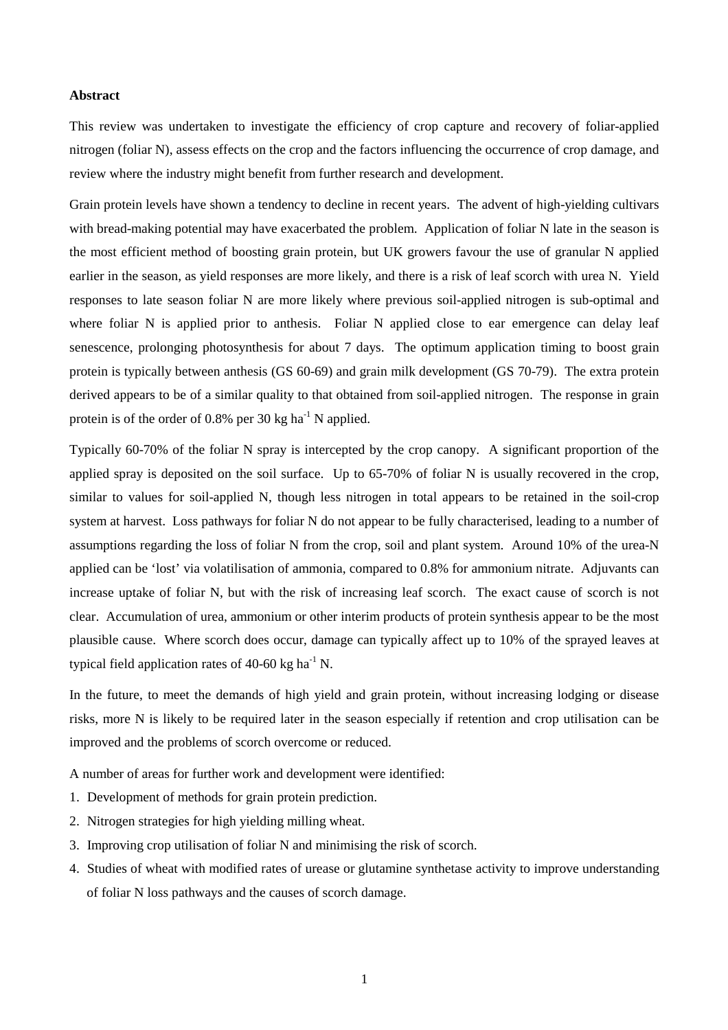## Abstract

This review was undertaken to investigate the efficiency of crop capture and recovery of foliar-applied nitrogen (foliar N), assess effects on the crop and the factors influencing the occurrence of crop damage, and review where the industry might benefit from further research and development.

Grain protein levels have shown a tendency to decline in recent years. The advent of high-yielding cultivars with bread-making potential may have exacerbated the problem. Application of foliar N late in the season is the most efficient method of boosting grain protein, but UK growers favour the use of granular N applied earlier in the season, as yield responses are more likely, and there is a risk of leaf scorch with urea N. Yield responses to late season foliar N are more likely where previous soil-applied nitrogen is sub-optimal and where foliar N is applied prior to anthesis. Foliar N applied close to ear emergence can delay leaf senescence, prolonging photosynthesis for about 7 days. The optimum application timing to boost grain protein is typically between anthesis (GS 60-69) and grain milk development (GS 70-79). The extra protein derived appears to be of a similar quality to that obtained from soil-applied nitrogen. The response in grain protein is of the order of 0.8% per 30 kg $ha^{-1}$ N applied.

Typically 60-70% of the foliar N spray is intercepted by the crop canopy. A significant proportion of the applied spray is deposited on the soil surface. Up to 65-70% of foliar N is usually recovered in the crop, similar to values for soil-applied N, though less nitrogen in total appears to be retained in the soil-crop system at harvest. Loss pathways for foliar N do not appear to be fully characterised, leading to a number of assumptions regarding the loss of foliar N from the crop, soil and plant system. Around 10% of the urea-N applied can be 'lost' via volatilisation of ammonia, compared to 0.8% for ammonium nitrate. Adjuvants can increase uptake of foliar N, but with the risk of increasing leaf scorch. The exact cause of scorch is not clear. Accumulation of urea, ammonium or other interim products of protein synthesis appear to be the most plausible cause. Where scorch does occur, damage can typically affect up to 10% of the sprayed leaves at typical field application rates of 40-60 kg $ha^{-1}$ N.

In the future, to meet the demands of high yield and grain protein, without increasing lodging or disease risks, more N is likely to be required later in the season especially if retention and crop utilisation can be improved and the problems of scorch overcome or reduced.

A number of areas for further work and development were identified:

1. Development of methods for grain protein prediction.
2. Nitrogen strategies for high yielding milling wheat.
3. Improving crop utilisation of foliar N and minimising the risk of scorch.
4. Studies of wheat with modified rates of urease or glutamine synthetase activity to improve understanding of foliar N loss pathways and the causes of scorch damage.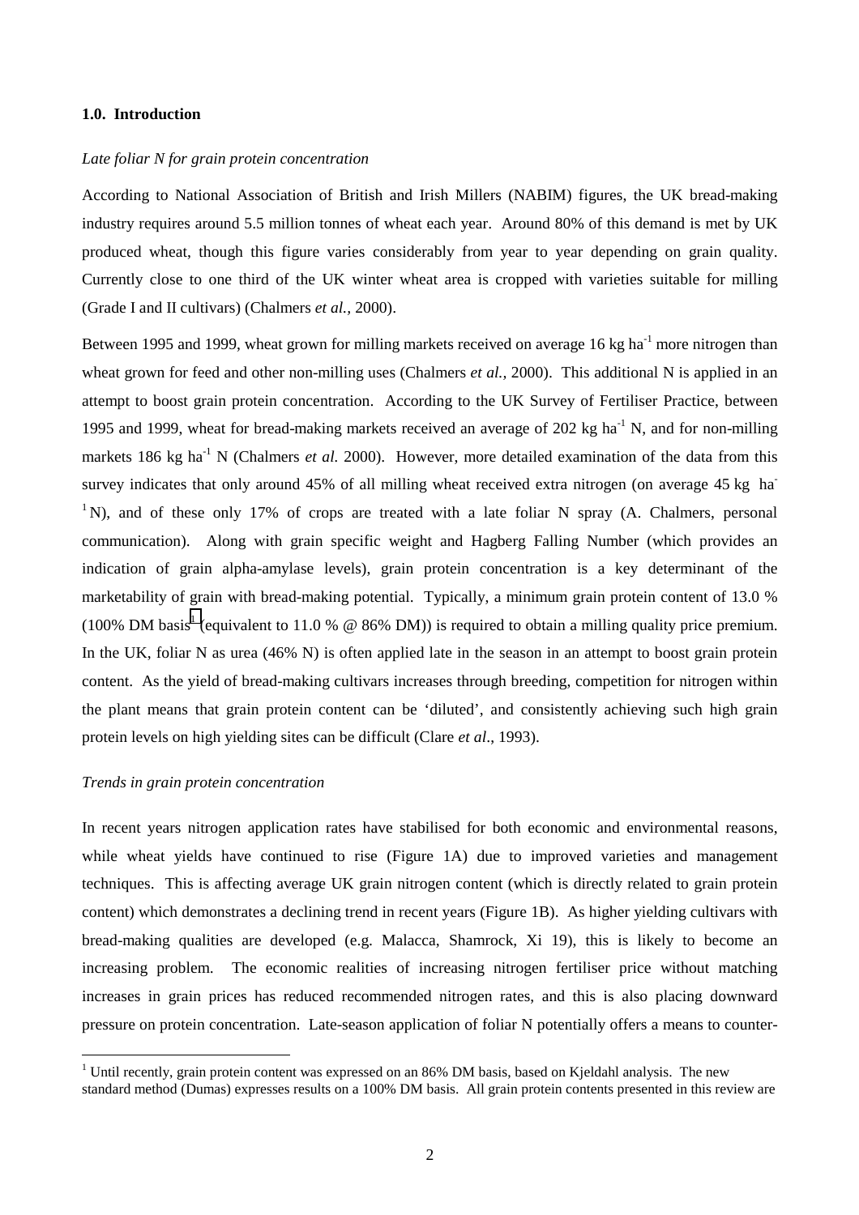## 1.0. Introduction

*Late foliar N for grain protein concentration*

According to National Association of British and Irish Millers (NABIM) figures, the UK bread-making industry requires around 5.5 million tonnes of wheat each year. Around 80% of this demand is met by UK produced wheat, though this figure varies considerably from year to year depending on grain quality. Currently close to one third of the UK winter wheat area is cropped with varieties suitable for milling (Grade I and II cultivars) (Chalmers *et al.,* 2000).

Between 1995 and 1999, wheat grown for milling markets received on average 16 kg $ha^{-1}$ more nitrogen than wheat grown for feed and other non-milling uses (Chalmers *et al.,* 2000). This additional N is applied in an attempt to boost grain protein concentration. According to the UK Survey of Fertiliser Practice, between 1995 and 1999, wheat for bread-making markets received an average of 202 kg $ha^{-1}$ N, and for non-milling markets 186 kg $ha^{-1}$ N (Chalmers *et al.* 2000). However, more detailed examination of the data from this survey indicates that only around 45% of all milling wheat received extra nitrogen (on average 45 kg $ha^{-1}$ N), and of these only 17% of crops are treated with a late foliar N spray (A. Chalmers, personal communication). Along with grain specific weight and Hagberg Falling Number (which provides an indication of grain alpha-amylase levels), grain protein concentration is a key determinant of the marketability of grain with bread-making potential. Typically, a minimum grain protein content of 13.0 % (100% DM basis[1] (equivalent to 11.0 % @ 86% DM)) is required to obtain a milling quality price premium. In the UK, foliar N as urea (46% N) is often applied late in the season in an attempt to boost grain protein content. As the yield of bread-making cultivars increases through breeding, competition for nitrogen within the plant means that grain protein content can be 'diluted', and consistently achieving such high grain protein levels on high yielding sites can be difficult (Clare *et al*., 1993).

*Trends in grain protein concentration*

In recent years nitrogen application rates have stabilised for both economic and environmental reasons, while wheat yields have continued to rise (Figure 1A) due to improved varieties and management techniques. This is affecting average UK grain nitrogen content (which is directly related to grain protein content) which demonstrates a declining trend in recent years (Figure 1B). As higher yielding cultivars with bread-making qualities are developed (e.g. Malacca, Shamrock, Xi 19), this is likely to become an increasing problem. The economic realities of increasing nitrogen fertiliser price without matching increases in grain prices has reduced recommended nitrogen rates, and this is also placing downward pressure on protein concentration. Late-season application of foliar N potentially offers a means to counter-

[1] Until recently, grain protein content was expressed on an 86% DM basis, based on Kjeldahl analysis. The new standard method (Dumas) expresses results on a 100% DM basis. All grain protein contents presented in this review are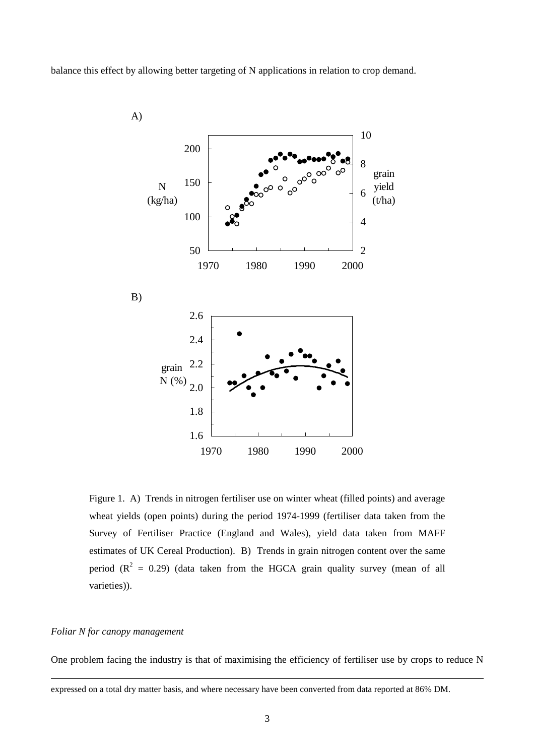balance this effect by allowing better targeting of N applications in relation to crop demand.

Figure 1. A) Trends in nitrogen fertiliser use on winter wheat (filled points) and average wheat yields (open points) during the period 1974-1999 (fertiliser data taken from the Survey of Fertiliser Practice (England and Wales), yield data taken from MAFF estimates of UK Cereal Production). B) Trends in grain nitrogen content over the same period ($R^2$ = 0.29) (data taken from the HGCA grain quality survey (mean of all varieties)).

*Foliar N for canopy management*

One problem facing the industry is that of maximising the efficiency of fertiliser use by crops to reduce N

---

expressed on a total dry matter basis, and where necessary have been converted from data reported at 86% DM.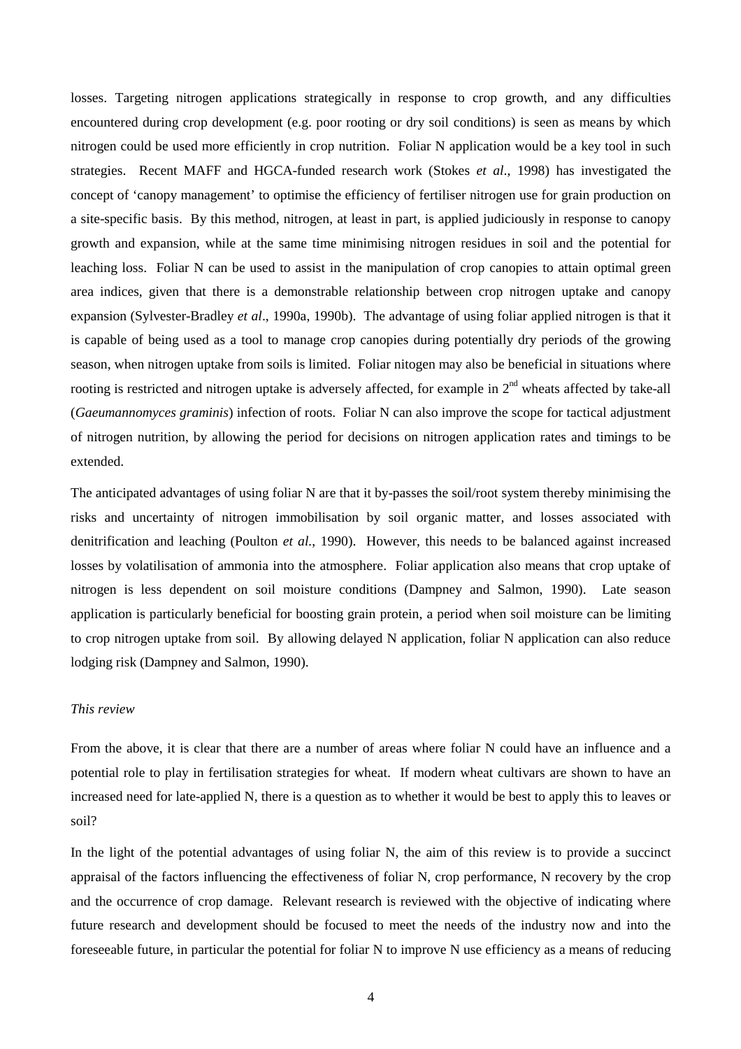losses. Targeting nitrogen applications strategically in response to crop growth, and any difficulties encountered during crop development (e.g. poor rooting or dry soil conditions) is seen as means by which nitrogen could be used more efficiently in crop nutrition. Foliar N application would be a key tool in such strategies. Recent MAFF and HGCA-funded research work (Stokes *et al*., 1998) has investigated the concept of 'canopy management' to optimise the efficiency of fertiliser nitrogen use for grain production on a site-specific basis. By this method, nitrogen, at least in part, is applied judiciously in response to canopy growth and expansion, while at the same time minimising nitrogen residues in soil and the potential for leaching loss. Foliar N can be used to assist in the manipulation of crop canopies to attain optimal green area indices, given that there is a demonstrable relationship between crop nitrogen uptake and canopy expansion (Sylvester-Bradley *et al*., 1990a, 1990b). The advantage of using foliar applied nitrogen is that it is capable of being used as a tool to manage crop canopies during potentially dry periods of the growing season, when nitrogen uptake from soils is limited. Foliar nitogen may also be beneficial in situations where rooting is restricted and nitrogen uptake is adversely affected, for example in 2nd wheats affected by take-all (*Gaeumannomyces graminis*) infection of roots. Foliar N can also improve the scope for tactical adjustment of nitrogen nutrition, by allowing the period for decisions on nitrogen application rates and timings to be extended.

The anticipated advantages of using foliar N are that it by-passes the soil/root system thereby minimising the risks and uncertainty of nitrogen immobilisation by soil organic matter, and losses associated with denitrification and leaching (Poulton *et al.*, 1990). However, this needs to be balanced against increased losses by volatilisation of ammonia into the atmosphere. Foliar application also means that crop uptake of nitrogen is less dependent on soil moisture conditions (Dampney and Salmon, 1990). Late season application is particularly beneficial for boosting grain protein, a period when soil moisture can be limiting to crop nitrogen uptake from soil. By allowing delayed N application, foliar N application can also reduce lodging risk (Dampney and Salmon, 1990).

*This review*

From the above, it is clear that there are a number of areas where foliar N could have an influence and a potential role to play in fertilisation strategies for wheat. If modern wheat cultivars are shown to have an increased need for late-applied N, there is a question as to whether it would be best to apply this to leaves or soil?

In the light of the potential advantages of using foliar N, the aim of this review is to provide a succinct appraisal of the factors influencing the effectiveness of foliar N, crop performance, N recovery by the crop and the occurrence of crop damage. Relevant research is reviewed with the objective of indicating where future research and development should be focused to meet the needs of the industry now and into the foreseeable future, in particular the potential for foliar N to improve N use efficiency as a means of reducing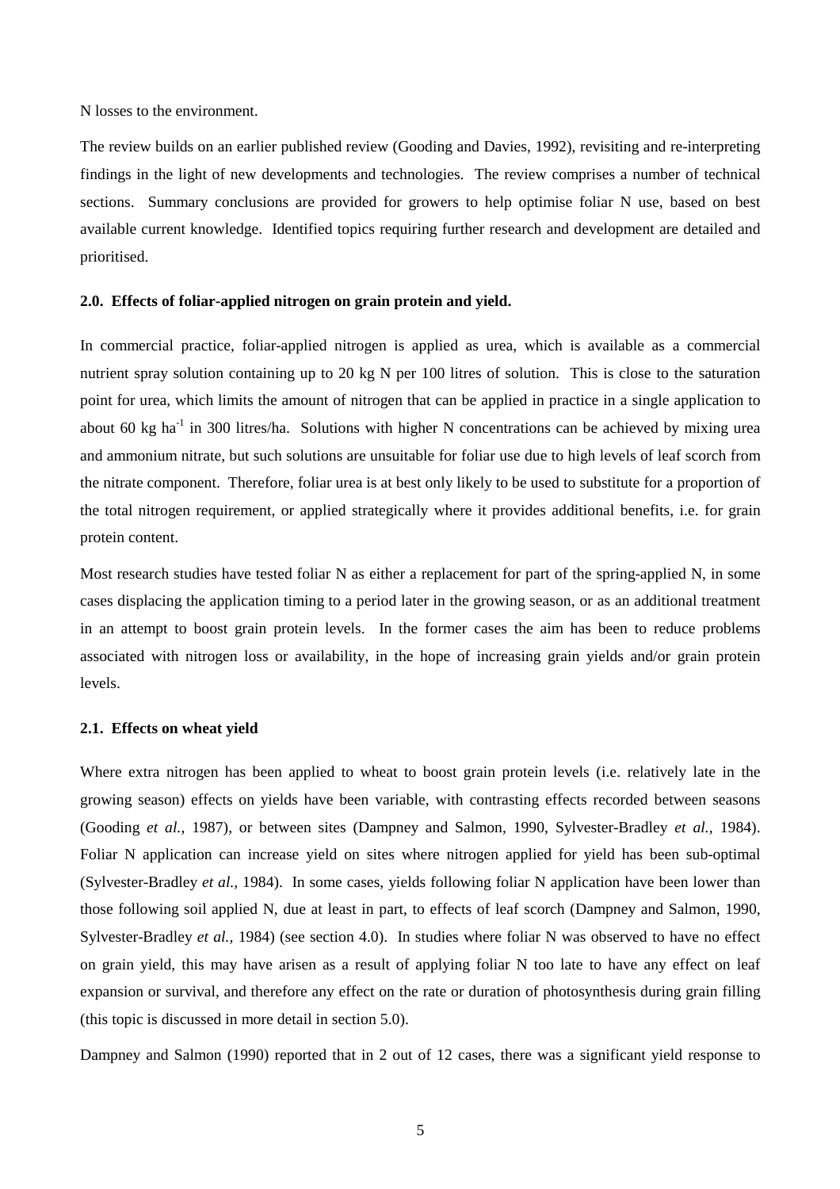N losses to the environment.

The review builds on an earlier published review (Gooding and Davies, 1992), revisiting and re-interpreting findings in the light of new developments and technologies. The review comprises a number of technical sections. Summary conclusions are provided for growers to help optimise foliar N use, based on best available current knowledge. Identified topics requiring further research and development are detailed and prioritised.

## 2.0. Effects of foliar-applied nitrogen on grain protein and yield.

In commercial practice, foliar-applied nitrogen is applied as urea, which is available as a commercial nutrient spray solution containing up to 20 kg N per 100 litres of solution. This is close to the saturation point for urea, which limits the amount of nitrogen that can be applied in practice in a single application to about 60 kg ha$^{-1}$ in 300 litres/ha. Solutions with higher N concentrations can be achieved by mixing urea and ammonium nitrate, but such solutions are unsuitable for foliar use due to high levels of leaf scorch from the nitrate component. Therefore, foliar urea is at best only likely to be used to substitute for a proportion of the total nitrogen requirement, or applied strategically where it provides additional benefits, i.e. for grain protein content.

Most research studies have tested foliar N as either a replacement for part of the spring-applied N, in some cases displacing the application timing to a period later in the growing season, or as an additional treatment in an attempt to boost grain protein levels. In the former cases the aim has been to reduce problems associated with nitrogen loss or availability, in the hope of increasing grain yields and/or grain protein levels.

### 2.1. Effects on wheat yield

Where extra nitrogen has been applied to wheat to boost grain protein levels (i.e. relatively late in the growing season) effects on yields have been variable, with contrasting effects recorded between seasons (Gooding *et al.,* 1987), or between sites (Dampney and Salmon, 1990, Sylvester-Bradley *et al.,* 1984). Foliar N application can increase yield on sites where nitrogen applied for yield has been sub-optimal (Sylvester-Bradley *et al.,* 1984). In some cases, yields following foliar N application have been lower than those following soil applied N, due at least in part, to effects of leaf scorch (Dampney and Salmon, 1990, Sylvester-Bradley *et al.,* 1984) (see section 4.0). In studies where foliar N was observed to have no effect on grain yield, this may have arisen as a result of applying foliar N too late to have any effect on leaf expansion or survival, and therefore any effect on the rate or duration of photosynthesis during grain filling (this topic is discussed in more detail in section 5.0).

Dampney and Salmon (1990) reported that in 2 out of 12 cases, there was a significant yield response to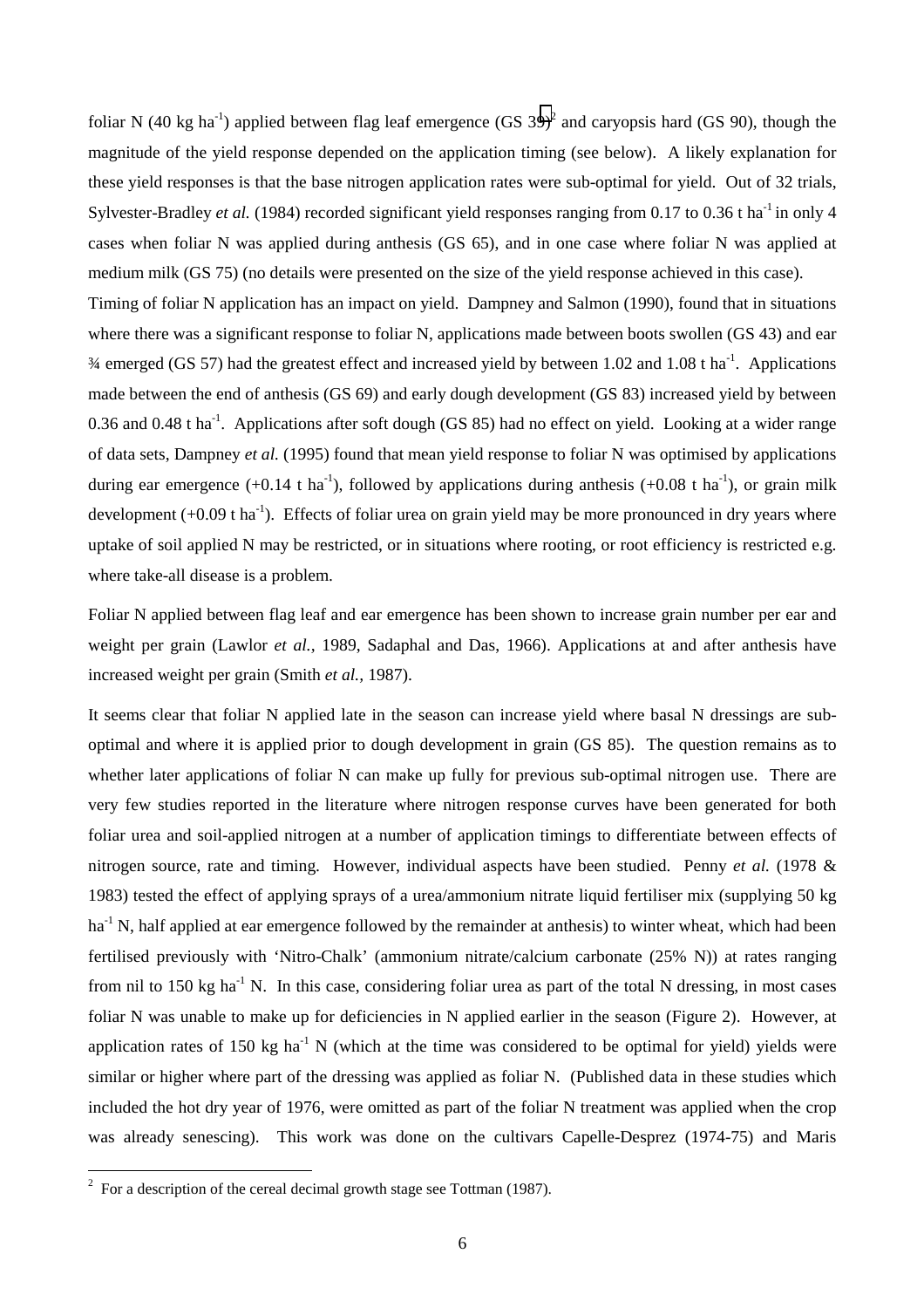foliar N (40 kg ha$^{-1}$) applied between flag leaf emergence (GS 39)[2] and caryopsis hard (GS 90), though the magnitude of the yield response depended on the application timing (see below). A likely explanation for these yield responses is that the base nitrogen application rates were sub-optimal for yield. Out of 32 trials, Sylvester-Bradley *et al.* (1984) recorded significant yield responses ranging from 0.17 to 0.36 t ha$^{-1}$ in only 4 cases when foliar N was applied during anthesis (GS 65), and in one case where foliar N was applied at medium milk (GS 75) (no details were presented on the size of the yield response achieved in this case).

Timing of foliar N application has an impact on yield. Dampney and Salmon (1990), found that in situations where there was a significant response to foliar N, applications made between boots swollen (GS 43) and ear ¾ emerged (GS 57) had the greatest effect and increased yield by between 1.02 and 1.08 t ha$^{-1}$. Applications made between the end of anthesis (GS 69) and early dough development (GS 83) increased yield by between 0.36 and 0.48 t ha$^{-1}$. Applications after soft dough (GS 85) had no effect on yield. Looking at a wider range of data sets, Dampney *et al.* (1995) found that mean yield response to foliar N was optimised by applications during ear emergence (+0.14 t ha$^{-1}$), followed by applications during anthesis (+0.08 t ha$^{-1}$), or grain milk development (+0.09 t ha$^{-1}$). Effects of foliar urea on grain yield may be more pronounced in dry years where uptake of soil applied N may be restricted, or in situations where rooting, or root efficiency is restricted e.g. where take-all disease is a problem.

Foliar N applied between flag leaf and ear emergence has been shown to increase grain number per ear and weight per grain (Lawlor *et al.,* 1989, Sadaphal and Das, 1966). Applications at and after anthesis have increased weight per grain (Smith *et al.,* 1987).

It seems clear that foliar N applied late in the season can increase yield where basal N dressings are sub-optimal and where it is applied prior to dough development in grain (GS 85). The question remains as to whether later applications of foliar N can make up fully for previous sub-optimal nitrogen use. There are very few studies reported in the literature where nitrogen response curves have been generated for both foliar urea and soil-applied nitrogen at a number of application timings to differentiate between effects of nitrogen source, rate and timing. However, individual aspects have been studied. Penny *et al.* (1978 & 1983) tested the effect of applying sprays of a urea/ammonium nitrate liquid fertiliser mix (supplying 50 kg ha$^{-1}$ N, half applied at ear emergence followed by the remainder at anthesis) to winter wheat, which had been fertilised previously with 'Nitro-Chalk' (ammonium nitrate/calcium carbonate (25% N)) at rates ranging from nil to 150 kg ha$^{-1}$ N. In this case, considering foliar urea as part of the total N dressing, in most cases foliar N was unable to make up for deficiencies in N applied earlier in the season (Figure 2). However, at application rates of 150 kg ha$^{-1}$ N (which at the time was considered to be optimal for yield) yields were similar or higher where part of the dressing was applied as foliar N. (Published data in these studies which included the hot dry year of 1976, were omitted as part of the foliar N treatment was applied when the crop was already senescing). This work was done on the cultivars Capelle-Desprez (1974-75) and Maris

[2] For a description of the cereal decimal growth stage see Tottman (1987).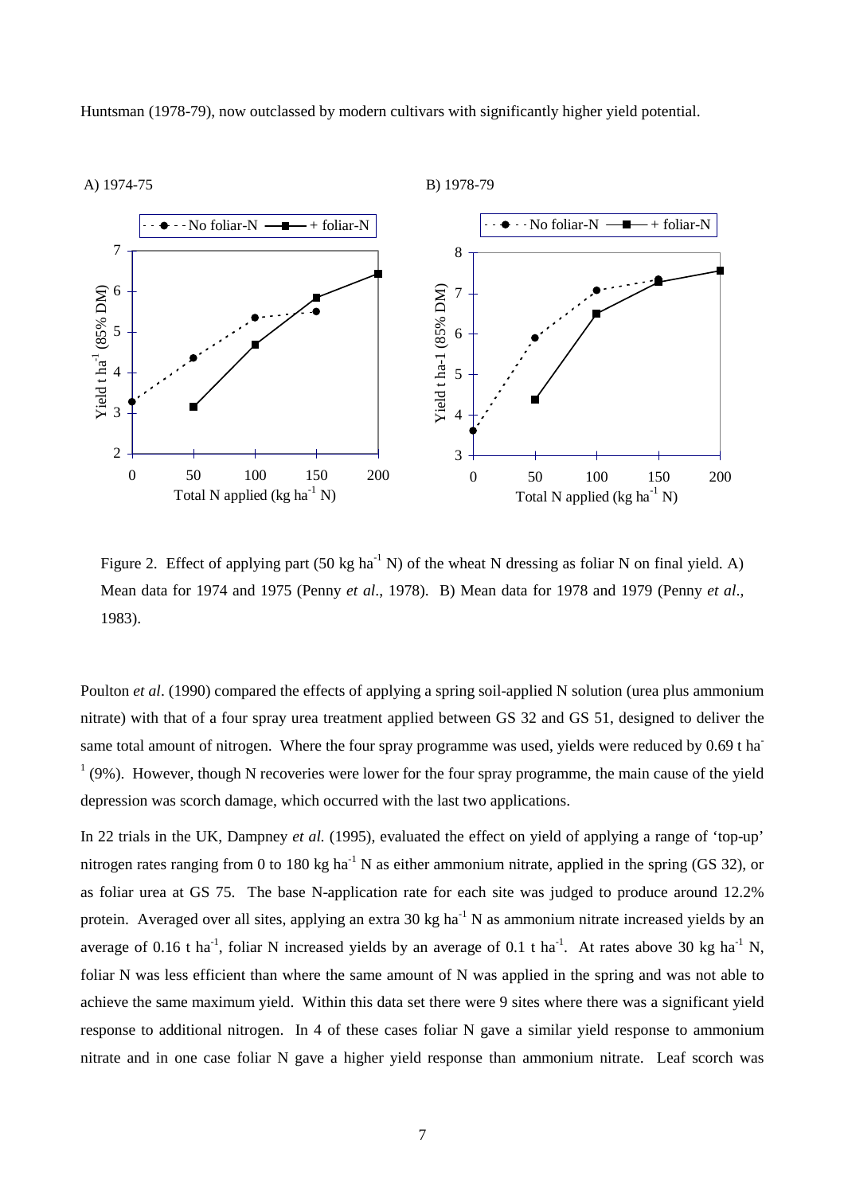Huntsman (1978-79), now outclassed by modern cultivars with significantly higher yield potential.

Figure 2. Effect of applying part (50 kg ha$^{-1}$ N) of the wheat N dressing as foliar N on final yield. A) Mean data for 1974 and 1975 (Penny *et al*., 1978). B) Mean data for 1978 and 1979 (Penny *et al*., 1983).

Poulton *et al*. (1990) compared the effects of applying a spring soil-applied N solution (urea plus ammonium nitrate) with that of a four spray urea treatment applied between GS 32 and GS 51, designed to deliver the same total amount of nitrogen. Where the four spray programme was used, yields were reduced by 0.69 t ha$^{-1}$ (9%). However, though N recoveries were lower for the four spray programme, the main cause of the yield depression was scorch damage, which occurred with the last two applications.

In 22 trials in the UK, Dampney *et al.* (1995), evaluated the effect on yield of applying a range of 'top-up' nitrogen rates ranging from 0 to 180 kg ha$^{-1}$ N as either ammonium nitrate, applied in the spring (GS 32), or as foliar urea at GS 75. The base N-application rate for each site was judged to produce around 12.2% protein. Averaged over all sites, applying an extra 30 kg ha$^{-1}$ N as ammonium nitrate increased yields by an average of 0.16 t ha$^{-1}$, foliar N increased yields by an average of 0.1 t ha$^{-1}$. At rates above 30 kg ha$^{-1}$ N, foliar N was less efficient than where the same amount of N was applied in the spring and was not able to achieve the same maximum yield. Within this data set there were 9 sites where there was a significant yield response to additional nitrogen. In 4 of these cases foliar N gave a similar yield response to ammonium nitrate and in one case foliar N gave a higher yield response than ammonium nitrate. Leaf scorch was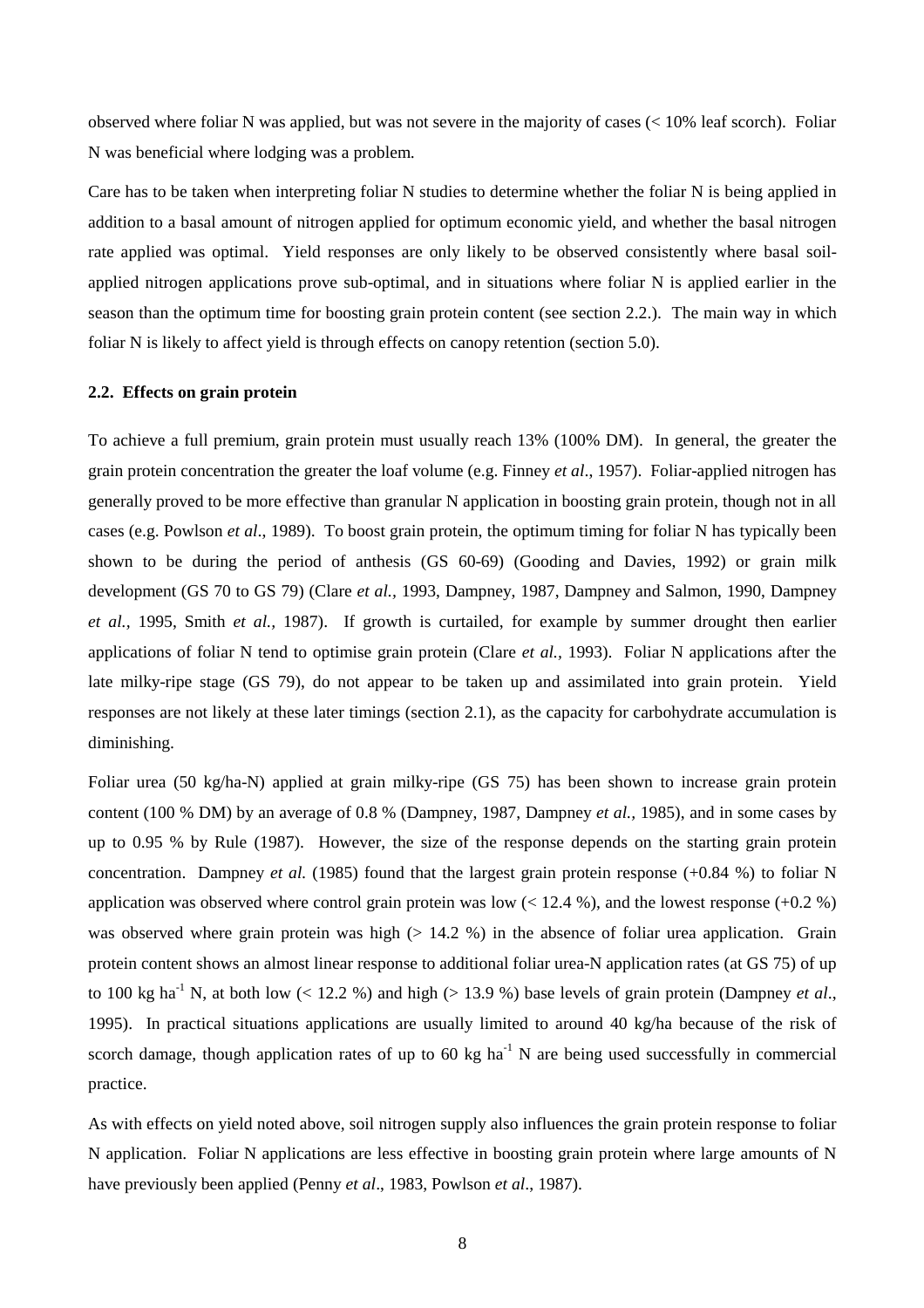observed where foliar N was applied, but was not severe in the majority of cases (< 10% leaf scorch). Foliar N was beneficial where lodging was a problem.

Care has to be taken when interpreting foliar N studies to determine whether the foliar N is being applied in addition to a basal amount of nitrogen applied for optimum economic yield, and whether the basal nitrogen rate applied was optimal. Yield responses are only likely to be observed consistently where basal soil-applied nitrogen applications prove sub-optimal, and in situations where foliar N is applied earlier in the season than the optimum time for boosting grain protein content (see section 2.2.). The main way in which foliar N is likely to affect yield is through effects on canopy retention (section 5.0).

### 2.2. Effects on grain protein

To achieve a full premium, grain protein must usually reach 13% (100% DM). In general, the greater the grain protein concentration the greater the loaf volume (e.g. Finney *et al*., 1957). Foliar-applied nitrogen has generally proved to be more effective than granular N application in boosting grain protein, though not in all cases (e.g. Powlson *et al*., 1989). To boost grain protein, the optimum timing for foliar N has typically been shown to be during the period of anthesis (GS 60-69) (Gooding and Davies, 1992) or grain milk development (GS 70 to GS 79) (Clare *et al.,* 1993, Dampney, 1987, Dampney and Salmon, 1990, Dampney *et al.,* 1995, Smith *et al.,* 1987). If growth is curtailed, for example by summer drought then earlier applications of foliar N tend to optimise grain protein (Clare *et al.,* 1993). Foliar N applications after the late milky-ripe stage (GS 79), do not appear to be taken up and assimilated into grain protein. Yield responses are not likely at these later timings (section 2.1), as the capacity for carbohydrate accumulation is diminishing.

Foliar urea (50 kg/ha-N) applied at grain milky-ripe (GS 75) has been shown to increase grain protein content (100 % DM) by an average of 0.8 % (Dampney, 1987, Dampney *et al.,* 1985), and in some cases by up to 0.95 % by Rule (1987). However, the size of the response depends on the starting grain protein concentration. Dampney *et al.* (1985) found that the largest grain protein response (+0.84 %) to foliar N application was observed where control grain protein was low (< 12.4 %), and the lowest response (+0.2 %) was observed where grain protein was high (> 14.2 %) in the absence of foliar urea application. Grain protein content shows an almost linear response to additional foliar urea-N application rates (at GS 75) of up to 100 kg $ha^{-1}$ N, at both low (< 12.2 %) and high (> 13.9 %) base levels of grain protein (Dampney *et al*., 1995). In practical situations applications are usually limited to around 40 kg/ha because of the risk of scorch damage, though application rates of up to 60 kg $ha^{-1}$ N are being used successfully in commercial practice.

As with effects on yield noted above, soil nitrogen supply also influences the grain protein response to foliar N application. Foliar N applications are less effective in boosting grain protein where large amounts of N have previously been applied (Penny *et al*., 1983, Powlson *et al*., 1987).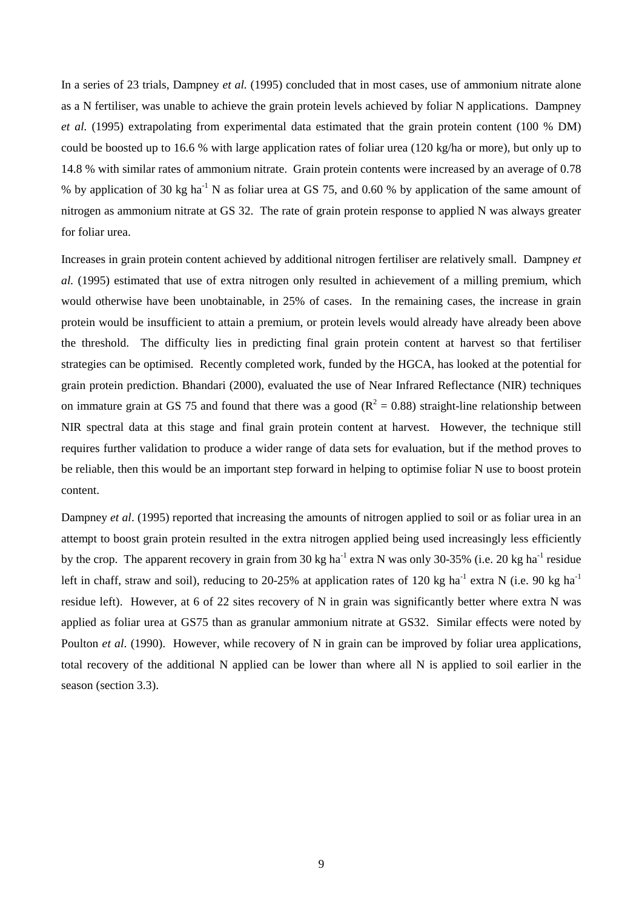In a series of 23 trials, Dampney *et al.* (1995) concluded that in most cases, use of ammonium nitrate alone as a N fertiliser, was unable to achieve the grain protein levels achieved by foliar N applications. Dampney *et al.* (1995) extrapolating from experimental data estimated that the grain protein content (100 % DM) could be boosted up to 16.6 % with large application rates of foliar urea (120 kg/ha or more), but only up to 14.8 % with similar rates of ammonium nitrate. Grain protein contents were increased by an average of 0.78 % by application of 30 kg $ha^{-1}$ N as foliar urea at GS 75, and 0.60 % by application of the same amount of nitrogen as ammonium nitrate at GS 32. The rate of grain protein response to applied N was always greater for foliar urea.

Increases in grain protein content achieved by additional nitrogen fertiliser are relatively small. Dampney *et al.* (1995) estimated that use of extra nitrogen only resulted in achievement of a milling premium, which would otherwise have been unobtainable, in 25% of cases. In the remaining cases, the increase in grain protein would be insufficient to attain a premium, or protein levels would already have already been above the threshold. The difficulty lies in predicting final grain protein content at harvest so that fertiliser strategies can be optimised. Recently completed work, funded by the HGCA, has looked at the potential for grain protein prediction. Bhandari (2000), evaluated the use of Near Infrared Reflectance (NIR) techniques on immature grain at GS 75 and found that there was a good ($R^2$ = 0.88) straight-line relationship between NIR spectral data at this stage and final grain protein content at harvest. However, the technique still requires further validation to produce a wider range of data sets for evaluation, but if the method proves to be reliable, then this would be an important step forward in helping to optimise foliar N use to boost protein content.

Dampney *et al*. (1995) reported that increasing the amounts of nitrogen applied to soil or as foliar urea in an attempt to boost grain protein resulted in the extra nitrogen applied being used increasingly less efficiently by the crop. The apparent recovery in grain from 30 kg $ha^{-1}$ extra N was only 30-35% (i.e. 20 kg $ha^{-1}$ residue left in chaff, straw and soil), reducing to 20-25% at application rates of 120 kg $ha^{-1}$ extra N (i.e. 90 kg $ha^{-1}$ residue left). However, at 6 of 22 sites recovery of N in grain was significantly better where extra N was applied as foliar urea at GS75 than as granular ammonium nitrate at GS32. Similar effects were noted by Poulton *et al*. (1990). However, while recovery of N in grain can be improved by foliar urea applications, total recovery of the additional N applied can be lower than where all N is applied to soil earlier in the season (section 3.3).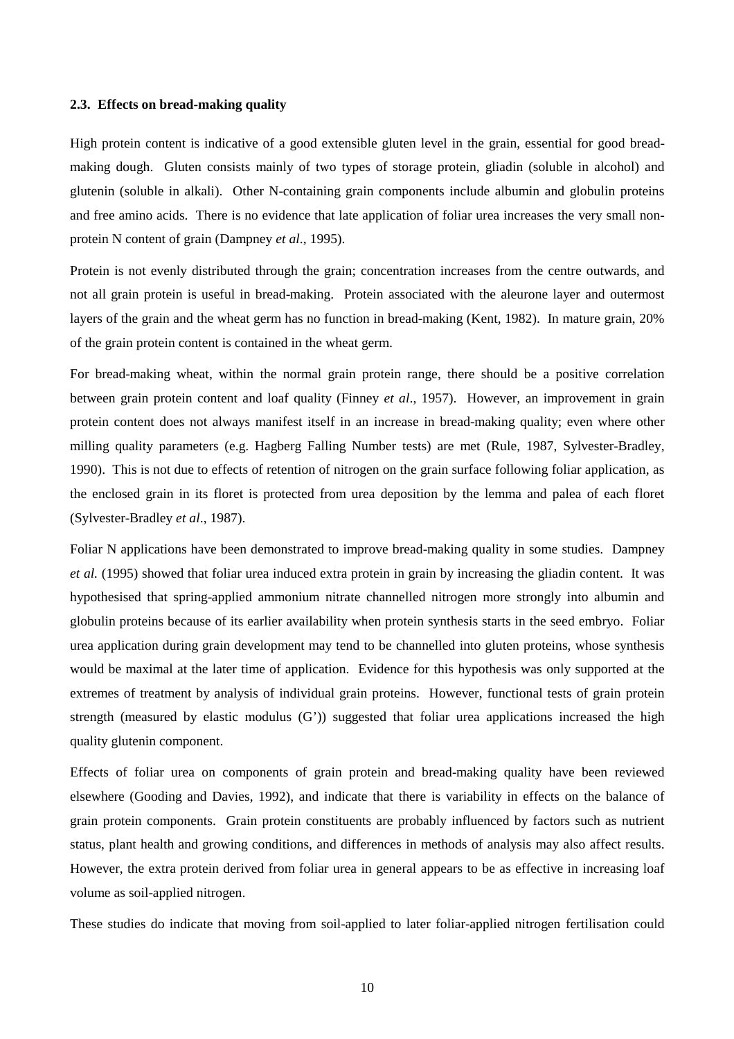### 2.3. Effects on bread-making quality

High protein content is indicative of a good extensible gluten level in the grain, essential for good bread-making dough. Gluten consists mainly of two types of storage protein, gliadin (soluble in alcohol) and glutenin (soluble in alkali). Other N-containing grain components include albumin and globulin proteins and free amino acids. There is no evidence that late application of foliar urea increases the very small non-protein N content of grain (Dampney *et al*., 1995).

Protein is not evenly distributed through the grain; concentration increases from the centre outwards, and not all grain protein is useful in bread-making. Protein associated with the aleurone layer and outermost layers of the grain and the wheat germ has no function in bread-making (Kent, 1982). In mature grain, 20% of the grain protein content is contained in the wheat germ.

For bread-making wheat, within the normal grain protein range, there should be a positive correlation between grain protein content and loaf quality (Finney *et al*., 1957). However, an improvement in grain protein content does not always manifest itself in an increase in bread-making quality; even where other milling quality parameters (e.g. Hagberg Falling Number tests) are met (Rule, 1987, Sylvester-Bradley, 1990). This is not due to effects of retention of nitrogen on the grain surface following foliar application, as the enclosed grain in its floret is protected from urea deposition by the lemma and palea of each floret (Sylvester-Bradley *et al*., 1987).

Foliar N applications have been demonstrated to improve bread-making quality in some studies. Dampney *et al.* (1995) showed that foliar urea induced extra protein in grain by increasing the gliadin content. It was hypothesised that spring-applied ammonium nitrate channelled nitrogen more strongly into albumin and globulin proteins because of its earlier availability when protein synthesis starts in the seed embryo. Foliar urea application during grain development may tend to be channelled into gluten proteins, whose synthesis would be maximal at the later time of application. Evidence for this hypothesis was only supported at the extremes of treatment by analysis of individual grain proteins. However, functional tests of grain protein strength (measured by elastic modulus (G')) suggested that foliar urea applications increased the high quality glutenin component.

Effects of foliar urea on components of grain protein and bread-making quality have been reviewed elsewhere (Gooding and Davies, 1992), and indicate that there is variability in effects on the balance of grain protein components. Grain protein constituents are probably influenced by factors such as nutrient status, plant health and growing conditions, and differences in methods of analysis may also affect results. However, the extra protein derived from foliar urea in general appears to be as effective in increasing loaf volume as soil-applied nitrogen.

These studies do indicate that moving from soil-applied to later foliar-applied nitrogen fertilisation could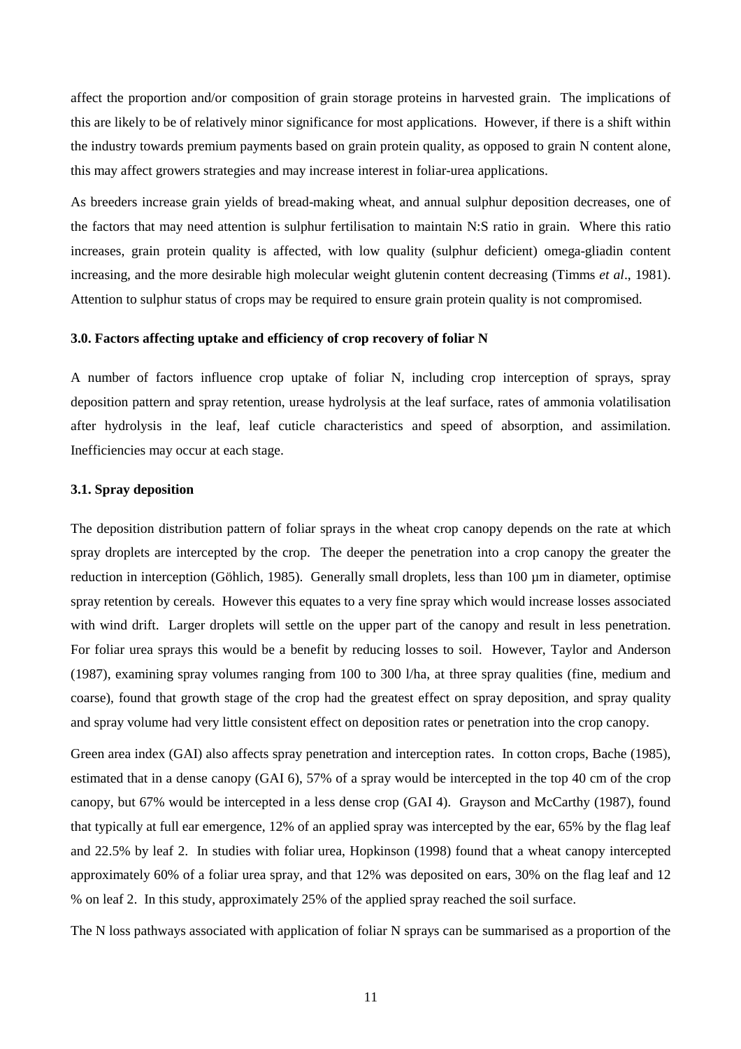affect the proportion and/or composition of grain storage proteins in harvested grain. The implications of this are likely to be of relatively minor significance for most applications. However, if there is a shift within the industry towards premium payments based on grain protein quality, as opposed to grain N content alone, this may affect growers strategies and may increase interest in foliar-urea applications.

As breeders increase grain yields of bread-making wheat, and annual sulphur deposition decreases, one of the factors that may need attention is sulphur fertilisation to maintain N:S ratio in grain. Where this ratio increases, grain protein quality is affected, with low quality (sulphur deficient) omega-gliadin content increasing, and the more desirable high molecular weight glutenin content decreasing (Timms *et al*., 1981). Attention to sulphur status of crops may be required to ensure grain protein quality is not compromised.

## 3.0. Factors affecting uptake and efficiency of crop recovery of foliar N

A number of factors influence crop uptake of foliar N, including crop interception of sprays, spray deposition pattern and spray retention, urease hydrolysis at the leaf surface, rates of ammonia volatilisation after hydrolysis in the leaf, leaf cuticle characteristics and speed of absorption, and assimilation. Inefficiencies may occur at each stage.

### 3.1. Spray deposition

The deposition distribution pattern of foliar sprays in the wheat crop canopy depends on the rate at which spray droplets are intercepted by the crop. The deeper the penetration into a crop canopy the greater the reduction in interception (Göhlich, 1985). Generally small droplets, less than 100 µm in diameter, optimise spray retention by cereals. However this equates to a very fine spray which would increase losses associated with wind drift. Larger droplets will settle on the upper part of the canopy and result in less penetration. For foliar urea sprays this would be a benefit by reducing losses to soil. However, Taylor and Anderson (1987), examining spray volumes ranging from 100 to 300 l/ha, at three spray qualities (fine, medium and coarse), found that growth stage of the crop had the greatest effect on spray deposition, and spray quality and spray volume had very little consistent effect on deposition rates or penetration into the crop canopy.

Green area index (GAI) also affects spray penetration and interception rates. In cotton crops, Bache (1985), estimated that in a dense canopy (GAI 6), 57% of a spray would be intercepted in the top 40 cm of the crop canopy, but 67% would be intercepted in a less dense crop (GAI 4). Grayson and McCarthy (1987), found that typically at full ear emergence, 12% of an applied spray was intercepted by the ear, 65% by the flag leaf and 22.5% by leaf 2. In studies with foliar urea, Hopkinson (1998) found that a wheat canopy intercepted approximately 60% of a foliar urea spray, and that 12% was deposited on ears, 30% on the flag leaf and 12 % on leaf 2. In this study, approximately 25% of the applied spray reached the soil surface.

The N loss pathways associated with application of foliar N sprays can be summarised as a proportion of the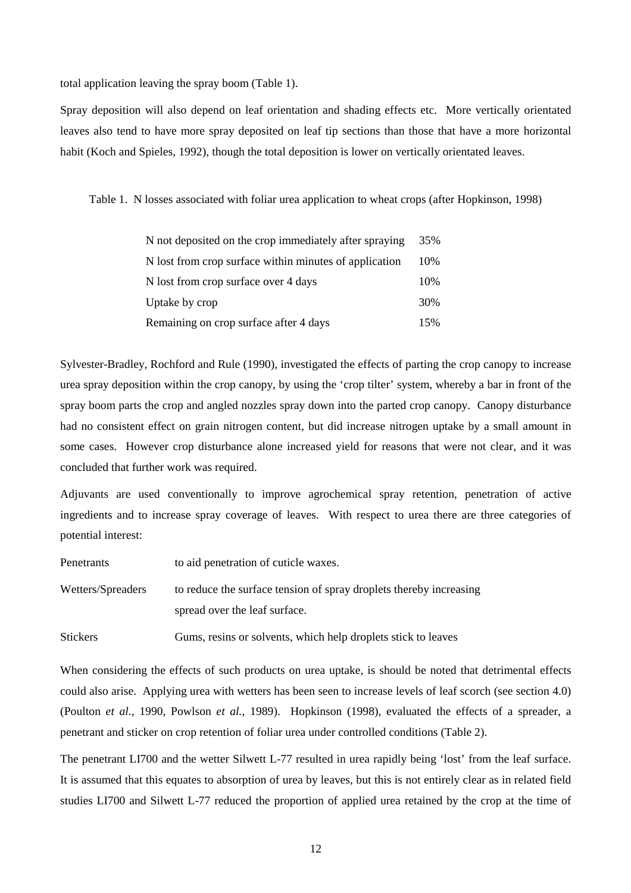total application leaving the spray boom (Table 1).

Spray deposition will also depend on leaf orientation and shading effects etc. More vertically orientated leaves also tend to have more spray deposited on leaf tip sections than those that have a more horizontal habit (Koch and Spieles, 1992), though the total deposition is lower on vertically orientated leaves.

Table 1. N losses associated with foliar urea application to wheat crops (after Hopkinson, 1998)

| | |
|---|---|
| N not deposited on the crop immediately after spraying | 35% |
| N lost from crop surface within minutes of application | 10% |
| N lost from crop surface over 4 days | 10% |
| Uptake by crop | 30% |
| Remaining on crop surface after 4 days | 15% |

Sylvester-Bradley, Rochford and Rule (1990), investigated the effects of parting the crop canopy to increase urea spray deposition within the crop canopy, by using the 'crop tilter' system, whereby a bar in front of the spray boom parts the crop and angled nozzles spray down into the parted crop canopy. Canopy disturbance had no consistent effect on grain nitrogen content, but did increase nitrogen uptake by a small amount in some cases. However crop disturbance alone increased yield for reasons that were not clear, and it was concluded that further work was required.

Adjuvants are used conventionally to improve agrochemical spray retention, penetration of active ingredients and to increase spray coverage of leaves. With respect to urea there are three categories of potential interest:

| | |
|---|---|
| Penetrants | to aid penetration of cuticle waxes. |
| Wetters/Spreaders | to reduce the surface tension of spray droplets thereby increasing spread over the leaf surface. |
| Stickers | Gums, resins or solvents, which help droplets stick to leaves |

When considering the effects of such products on urea uptake, is should be noted that detrimental effects could also arise. Applying urea with wetters has been seen to increase levels of leaf scorch (see section 4.0) (Poulton *et al.*, 1990, Powlson *et al.*, 1989). Hopkinson (1998), evaluated the effects of a spreader, a penetrant and sticker on crop retention of foliar urea under controlled conditions (Table 2).

The penetrant LI700 and the wetter Silwett L-77 resulted in urea rapidly being 'lost' from the leaf surface. It is assumed that this equates to absorption of urea by leaves, but this is not entirely clear as in related field studies LI700 and Silwett L-77 reduced the proportion of applied urea retained by the crop at the time of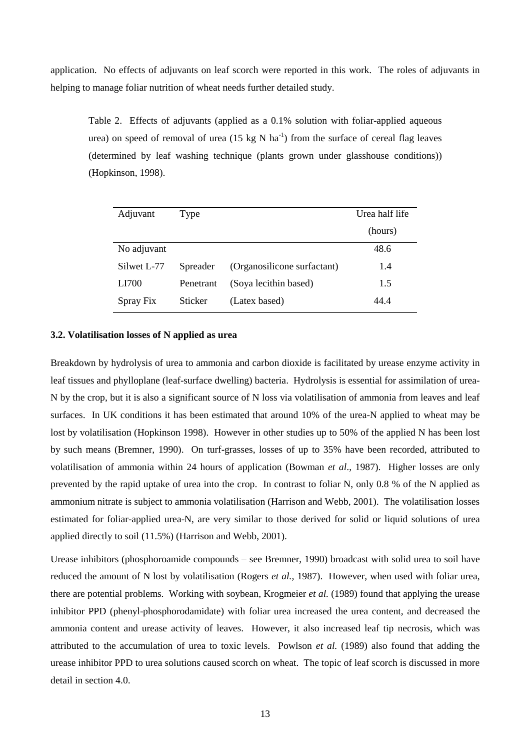application. No effects of adjuvants on leaf scorch were reported in this work. The roles of adjuvants in helping to manage foliar nutrition of wheat needs further detailed study.

Table 2. Effects of adjuvants (applied as a 0.1% solution with foliar-applied aqueous urea) on speed of removal of urea (15 kg N $ha^{-1}$) from the surface of cereal flag leaves (determined by leaf washing technique (plants grown under glasshouse conditions)) (Hopkinson, 1998).

| Adjuvant | Type | | Urea half life (hours) |
|---|---|---|---|
| No adjuvant | | | 48.6 |
| Silwet L-77 | Spreader | (Organosilicone surfactant) | 1.4 |
| LI700 | Penetrant | (Soya lecithin based) | 1.5 |
| Spray Fix | Sticker | (Latex based) | 44.4 |

### 3.2. Volatilisation losses of N applied as urea

Breakdown by hydrolysis of urea to ammonia and carbon dioxide is facilitated by urease enzyme activity in leaf tissues and phylloplane (leaf-surface dwelling) bacteria. Hydrolysis is essential for assimilation of urea-N by the crop, but it is also a significant source of N loss via volatilisation of ammonia from leaves and leaf surfaces. In UK conditions it has been estimated that around 10% of the urea-N applied to wheat may be lost by volatilisation (Hopkinson 1998). However in other studies up to 50% of the applied N has been lost by such means (Bremner, 1990). On turf-grasses, losses of up to 35% have been recorded, attributed to volatilisation of ammonia within 24 hours of application (Bowman *et al*., 1987). Higher losses are only prevented by the rapid uptake of urea into the crop. In contrast to foliar N, only 0.8 % of the N applied as ammonium nitrate is subject to ammonia volatilisation (Harrison and Webb, 2001). The volatilisation losses estimated for foliar-applied urea-N, are very similar to those derived for solid or liquid solutions of urea applied directly to soil (11.5%) (Harrison and Webb, 2001).

Urease inhibitors (phosphoroamide compounds – see Bremner, 1990) broadcast with solid urea to soil have reduced the amount of N lost by volatilisation (Rogers *et al.,* 1987). However, when used with foliar urea, there are potential problems. Working with soybean, Krogmeier *et al.* (1989) found that applying the urease inhibitor PPD (phenyl-phosphorodamidate) with foliar urea increased the urea content, and decreased the ammonia content and urease activity of leaves. However, it also increased leaf tip necrosis, which was attributed to the accumulation of urea to toxic levels. Powlson *et al.* (1989) also found that adding the urease inhibitor PPD to urea solutions caused scorch on wheat. The topic of leaf scorch is discussed in more detail in section 4.0.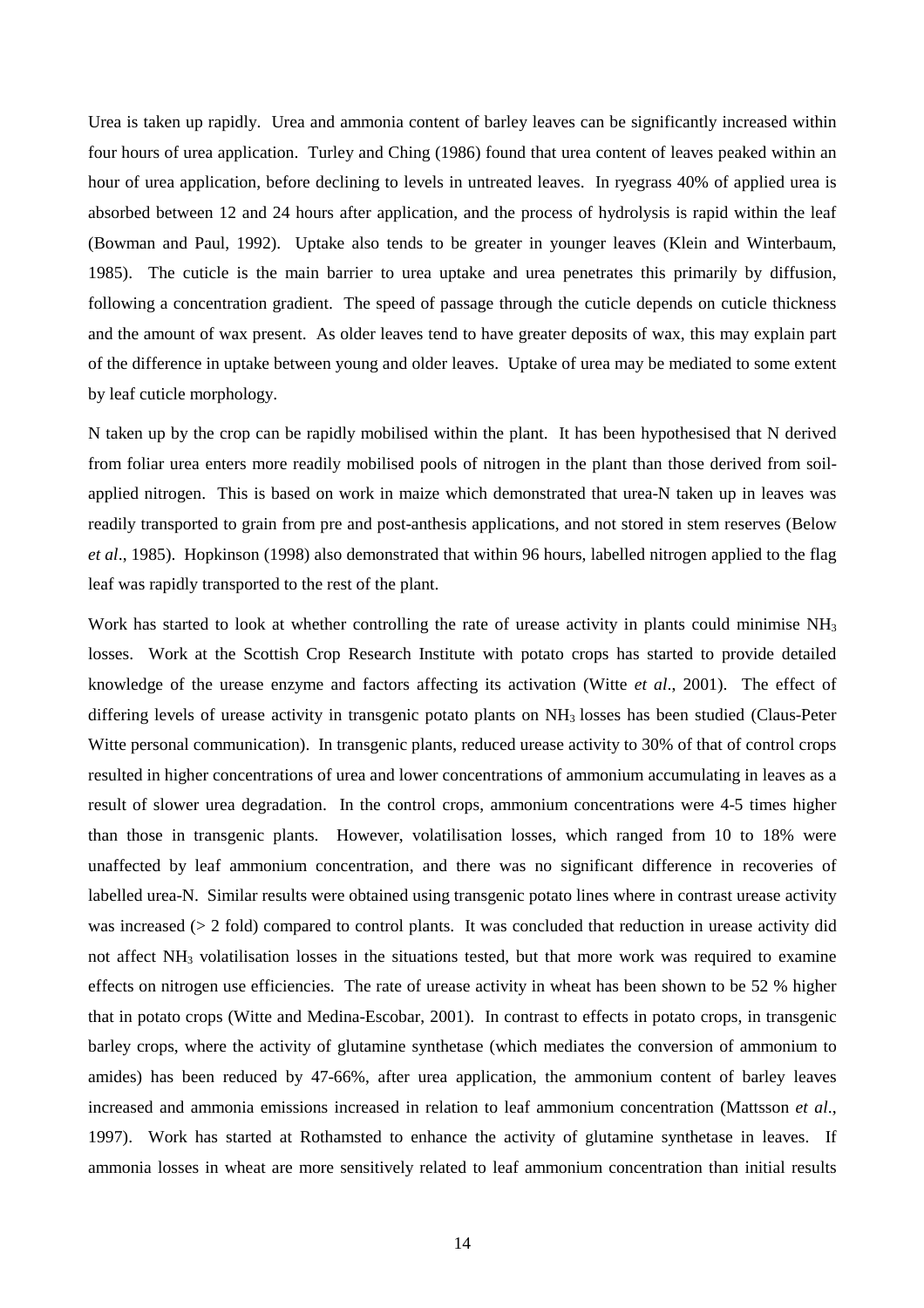Urea is taken up rapidly. Urea and ammonia content of barley leaves can be significantly increased within four hours of urea application. Turley and Ching (1986) found that urea content of leaves peaked within an hour of urea application, before declining to levels in untreated leaves. In ryegrass 40% of applied urea is absorbed between 12 and 24 hours after application, and the process of hydrolysis is rapid within the leaf (Bowman and Paul, 1992). Uptake also tends to be greater in younger leaves (Klein and Winterbaum, 1985). The cuticle is the main barrier to urea uptake and urea penetrates this primarily by diffusion, following a concentration gradient. The speed of passage through the cuticle depends on cuticle thickness and the amount of wax present. As older leaves tend to have greater deposits of wax, this may explain part of the difference in uptake between young and older leaves. Uptake of urea may be mediated to some extent by leaf cuticle morphology.

N taken up by the crop can be rapidly mobilised within the plant. It has been hypothesised that N derived from foliar urea enters more readily mobilised pools of nitrogen in the plant than those derived from soil-applied nitrogen. This is based on work in maize which demonstrated that urea-N taken up in leaves was readily transported to grain from pre and post-anthesis applications, and not stored in stem reserves (Below *et al*., 1985). Hopkinson (1998) also demonstrated that within 96 hours, labelled nitrogen applied to the flag leaf was rapidly transported to the rest of the plant.

Work has started to look at whether controlling the rate of urease activity in plants could minimise $NH_3$ losses. Work at the Scottish Crop Research Institute with potato crops has started to provide detailed knowledge of the urease enzyme and factors affecting its activation (Witte *et al*., 2001). The effect of differing levels of urease activity in transgenic potato plants on $NH_3$ losses has been studied (Claus-Peter Witte personal communication). In transgenic plants, reduced urease activity to 30% of that of control crops resulted in higher concentrations of urea and lower concentrations of ammonium accumulating in leaves as a result of slower urea degradation. In the control crops, ammonium concentrations were 4-5 times higher than those in transgenic plants. However, volatilisation losses, which ranged from 10 to 18% were unaffected by leaf ammonium concentration, and there was no significant difference in recoveries of labelled urea-N. Similar results were obtained using transgenic potato lines where in contrast urease activity was increased (> 2 fold) compared to control plants. It was concluded that reduction in urease activity did not affect $NH_3$ volatilisation losses in the situations tested, but that more work was required to examine effects on nitrogen use efficiencies. The rate of urease activity in wheat has been shown to be 52 % higher that in potato crops (Witte and Medina-Escobar, 2001). In contrast to effects in potato crops, in transgenic barley crops, where the activity of glutamine synthetase (which mediates the conversion of ammonium to amides) has been reduced by 47-66%, after urea application, the ammonium content of barley leaves increased and ammonia emissions increased in relation to leaf ammonium concentration (Mattsson *et al*., 1997). Work has started at Rothamsted to enhance the activity of glutamine synthetase in leaves. If ammonia losses in wheat are more sensitively related to leaf ammonium concentration than initial results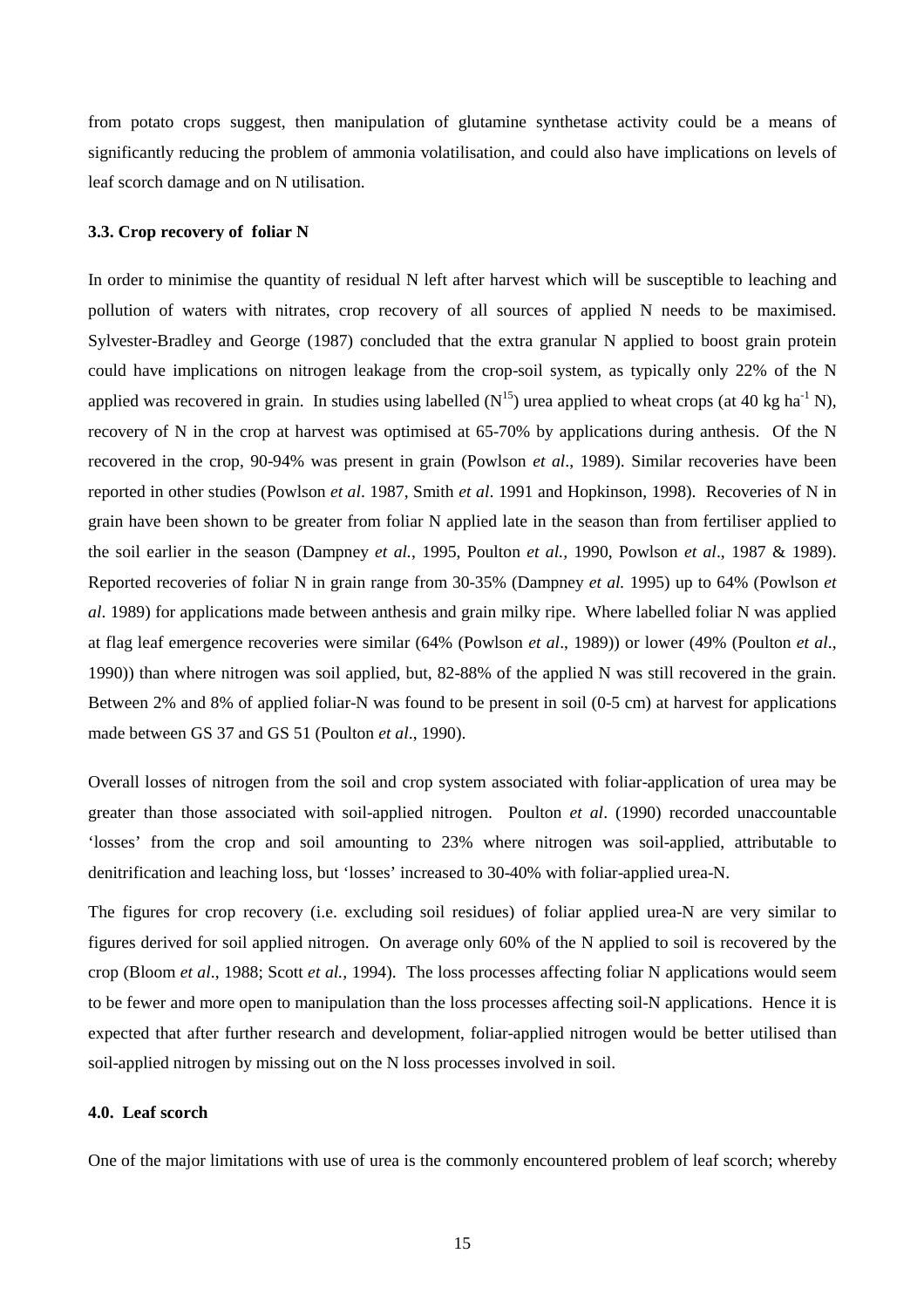from potato crops suggest, then manipulation of glutamine synthetase activity could be a means of significantly reducing the problem of ammonia volatilisation, and could also have implications on levels of leaf scorch damage and on N utilisation.

### 3.3. Crop recovery of foliar N

In order to minimise the quantity of residual N left after harvest which will be susceptible to leaching and pollution of waters with nitrates, crop recovery of all sources of applied N needs to be maximised. Sylvester-Bradley and George (1987) concluded that the extra granular N applied to boost grain protein could have implications on nitrogen leakage from the crop-soil system, as typically only 22% of the N applied was recovered in grain. In studies using labelled ($N^{15}$) urea applied to wheat crops (at 40 kg $ha^{-1}$ N), recovery of N in the crop at harvest was optimised at 65-70% by applications during anthesis. Of the N recovered in the crop, 90-94% was present in grain (Powlson *et al*., 1989). Similar recoveries have been reported in other studies (Powlson *et al*. 1987, Smith *et al*. 1991 and Hopkinson, 1998). Recoveries of N in grain have been shown to be greater from foliar N applied late in the season than from fertiliser applied to the soil earlier in the season (Dampney *et al.*, 1995, Poulton *et al.,* 1990, Powlson *et al*., 1987 & 1989). Reported recoveries of foliar N in grain range from 30-35% (Dampney *et al.* 1995) up to 64% (Powlson *et al*. 1989) for applications made between anthesis and grain milky ripe. Where labelled foliar N was applied at flag leaf emergence recoveries were similar (64% (Powlson *et al*., 1989)) or lower (49% (Poulton *et al*., 1990)) than where nitrogen was soil applied, but, 82-88% of the applied N was still recovered in the grain. Between 2% and 8% of applied foliar-N was found to be present in soil (0-5 cm) at harvest for applications made between GS 37 and GS 51 (Poulton *et al*., 1990).

Overall losses of nitrogen from the soil and crop system associated with foliar-application of urea may be greater than those associated with soil-applied nitrogen. Poulton *et al*. (1990) recorded unaccountable 'losses' from the crop and soil amounting to 23% where nitrogen was soil-applied, attributable to denitrification and leaching loss, but 'losses' increased to 30-40% with foliar-applied urea-N.

The figures for crop recovery (i.e. excluding soil residues) of foliar applied urea-N are very similar to figures derived for soil applied nitrogen. On average only 60% of the N applied to soil is recovered by the crop (Bloom *et al*., 1988; Scott *et al.*, 1994). The loss processes affecting foliar N applications would seem to be fewer and more open to manipulation than the loss processes affecting soil-N applications. Hence it is expected that after further research and development, foliar-applied nitrogen would be better utilised than soil-applied nitrogen by missing out on the N loss processes involved in soil.

## 4.0. Leaf scorch

One of the major limitations with use of urea is the commonly encountered problem of leaf scorch; whereby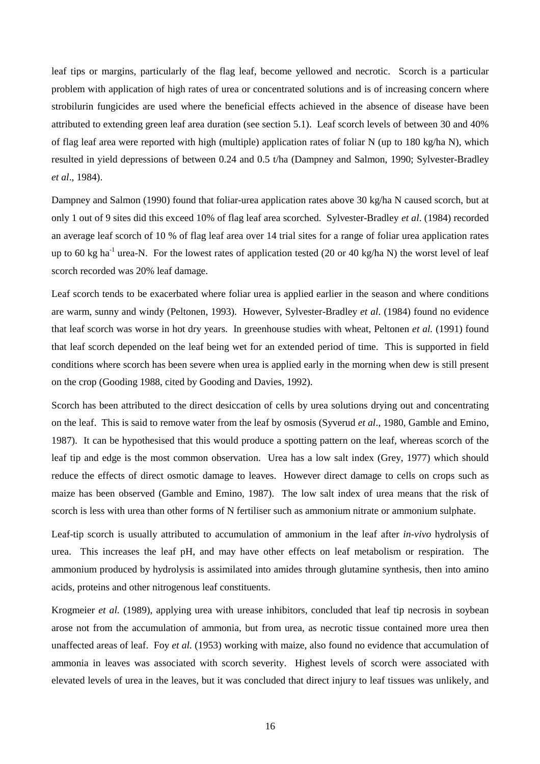leaf tips or margins, particularly of the flag leaf, become yellowed and necrotic. Scorch is a particular problem with application of high rates of urea or concentrated solutions and is of increasing concern where strobilurin fungicides are used where the beneficial effects achieved in the absence of disease have been attributed to extending green leaf area duration (see section 5.1). Leaf scorch levels of between 30 and 40% of flag leaf area were reported with high (multiple) application rates of foliar N (up to 180 kg/ha N), which resulted in yield depressions of between 0.24 and 0.5 t/ha (Dampney and Salmon, 1990; Sylvester-Bradley *et al*., 1984).

Dampney and Salmon (1990) found that foliar-urea application rates above 30 kg/ha N caused scorch, but at only 1 out of 9 sites did this exceed 10% of flag leaf area scorched. Sylvester-Bradley *et al*. (1984) recorded an average leaf scorch of 10 % of flag leaf area over 14 trial sites for a range of foliar urea application rates up to 60 kg $ha^{-1}$ urea-N. For the lowest rates of application tested (20 or 40 kg/ha N) the worst level of leaf scorch recorded was 20% leaf damage.

Leaf scorch tends to be exacerbated where foliar urea is applied earlier in the season and where conditions are warm, sunny and windy (Peltonen, 1993). However, Sylvester-Bradley *et al*. (1984) found no evidence that leaf scorch was worse in hot dry years. In greenhouse studies with wheat, Peltonen *et al.* (1991) found that leaf scorch depended on the leaf being wet for an extended period of time. This is supported in field conditions where scorch has been severe when urea is applied early in the morning when dew is still present on the crop (Gooding 1988, cited by Gooding and Davies, 1992).

Scorch has been attributed to the direct desiccation of cells by urea solutions drying out and concentrating on the leaf. This is said to remove water from the leaf by osmosis (Syverud *et al*., 1980, Gamble and Emino, 1987). It can be hypothesised that this would produce a spotting pattern on the leaf, whereas scorch of the leaf tip and edge is the most common observation. Urea has a low salt index (Grey, 1977) which should reduce the effects of direct osmotic damage to leaves. However direct damage to cells on crops such as maize has been observed (Gamble and Emino, 1987). The low salt index of urea means that the risk of scorch is less with urea than other forms of N fertiliser such as ammonium nitrate or ammonium sulphate.

Leaf-tip scorch is usually attributed to accumulation of ammonium in the leaf after *in-vivo* hydrolysis of urea. This increases the leaf pH, and may have other effects on leaf metabolism or respiration. The ammonium produced by hydrolysis is assimilated into amides through glutamine synthesis, then into amino acids, proteins and other nitrogenous leaf constituents.

Krogmeier *et al.* (1989), applying urea with urease inhibitors, concluded that leaf tip necrosis in soybean arose not from the accumulation of ammonia, but from urea, as necrotic tissue contained more urea then unaffected areas of leaf. Foy *et al.* (1953) working with maize, also found no evidence that accumulation of ammonia in leaves was associated with scorch severity. Highest levels of scorch were associated with elevated levels of urea in the leaves, but it was concluded that direct injury to leaf tissues was unlikely, and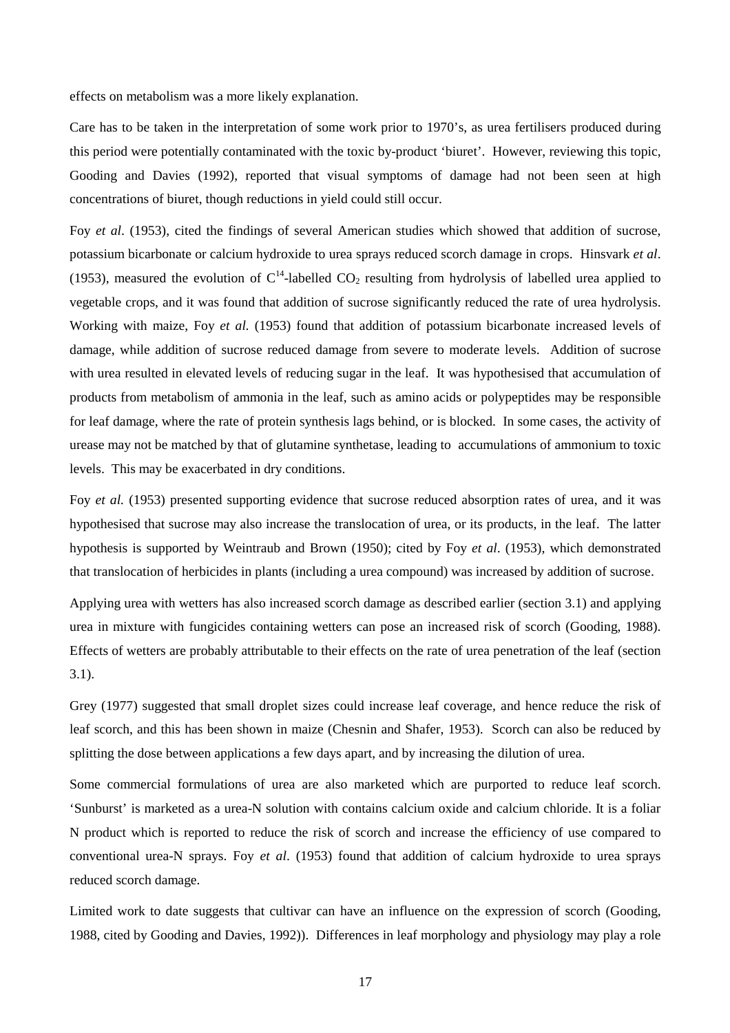effects on metabolism was a more likely explanation.

Care has to be taken in the interpretation of some work prior to 1970's, as urea fertilisers produced during this period were potentially contaminated with the toxic by-product 'biuret'. However, reviewing this topic, Gooding and Davies (1992), reported that visual symptoms of damage had not been seen at high concentrations of biuret, though reductions in yield could still occur.

Foy *et al*. (1953), cited the findings of several American studies which showed that addition of sucrose, potassium bicarbonate or calcium hydroxide to urea sprays reduced scorch damage in crops. Hinsvark *et al*. (1953), measured the evolution of $C^{14}$-labelled $CO_2$ resulting from hydrolysis of labelled urea applied to vegetable crops, and it was found that addition of sucrose significantly reduced the rate of urea hydrolysis. Working with maize, Foy *et al.* (1953) found that addition of potassium bicarbonate increased levels of damage, while addition of sucrose reduced damage from severe to moderate levels. Addition of sucrose with urea resulted in elevated levels of reducing sugar in the leaf. It was hypothesised that accumulation of products from metabolism of ammonia in the leaf, such as amino acids or polypeptides may be responsible for leaf damage, where the rate of protein synthesis lags behind, or is blocked. In some cases, the activity of urease may not be matched by that of glutamine synthetase, leading to accumulations of ammonium to toxic levels. This may be exacerbated in dry conditions.

Foy *et al.* (1953) presented supporting evidence that sucrose reduced absorption rates of urea, and it was hypothesised that sucrose may also increase the translocation of urea, or its products, in the leaf. The latter hypothesis is supported by Weintraub and Brown (1950); cited by Foy *et al*. (1953), which demonstrated that translocation of herbicides in plants (including a urea compound) was increased by addition of sucrose.

Applying urea with wetters has also increased scorch damage as described earlier (section 3.1) and applying urea in mixture with fungicides containing wetters can pose an increased risk of scorch (Gooding, 1988). Effects of wetters are probably attributable to their effects on the rate of urea penetration of the leaf (section 3.1).

Grey (1977) suggested that small droplet sizes could increase leaf coverage, and hence reduce the risk of leaf scorch, and this has been shown in maize (Chesnin and Shafer, 1953). Scorch can also be reduced by splitting the dose between applications a few days apart, and by increasing the dilution of urea.

Some commercial formulations of urea are also marketed which are purported to reduce leaf scorch. 'Sunburst' is marketed as a urea-N solution with contains calcium oxide and calcium chloride. It is a foliar N product which is reported to reduce the risk of scorch and increase the efficiency of use compared to conventional urea-N sprays. Foy *et al*. (1953) found that addition of calcium hydroxide to urea sprays reduced scorch damage.

Limited work to date suggests that cultivar can have an influence on the expression of scorch (Gooding, 1988, cited by Gooding and Davies, 1992)). Differences in leaf morphology and physiology may play a role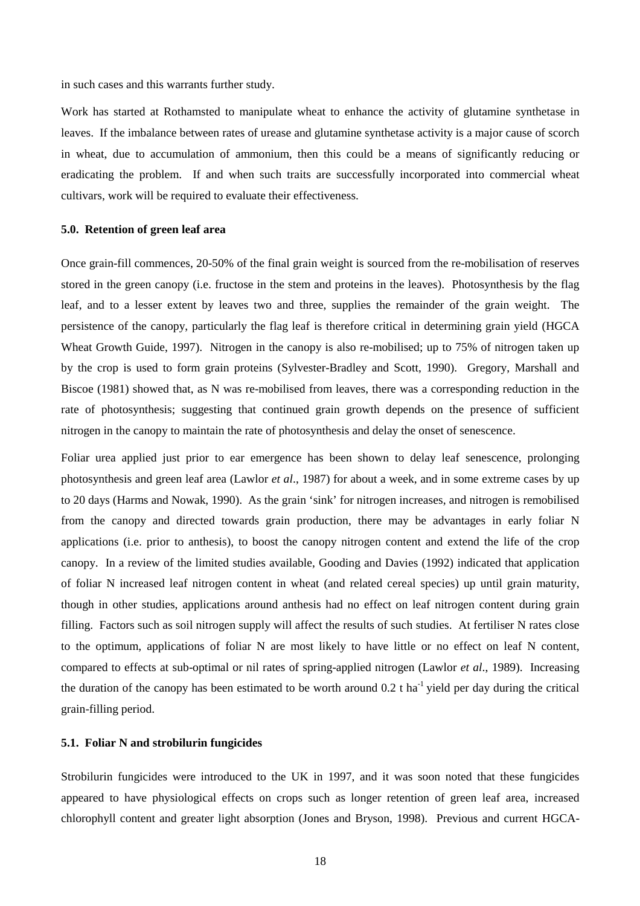in such cases and this warrants further study.

Work has started at Rothamsted to manipulate wheat to enhance the activity of glutamine synthetase in leaves. If the imbalance between rates of urease and glutamine synthetase activity is a major cause of scorch in wheat, due to accumulation of ammonium, then this could be a means of significantly reducing or eradicating the problem. If and when such traits are successfully incorporated into commercial wheat cultivars, work will be required to evaluate their effectiveness.

### 5.0. Retention of green leaf area

Once grain-fill commences, 20-50% of the final grain weight is sourced from the re-mobilisation of reserves stored in the green canopy (i.e. fructose in the stem and proteins in the leaves). Photosynthesis by the flag leaf, and to a lesser extent by leaves two and three, supplies the remainder of the grain weight. The persistence of the canopy, particularly the flag leaf is therefore critical in determining grain yield (HGCA Wheat Growth Guide, 1997). Nitrogen in the canopy is also re-mobilised; up to 75% of nitrogen taken up by the crop is used to form grain proteins (Sylvester-Bradley and Scott, 1990). Gregory, Marshall and Biscoe (1981) showed that, as N was re-mobilised from leaves, there was a corresponding reduction in the rate of photosynthesis; suggesting that continued grain growth depends on the presence of sufficient nitrogen in the canopy to maintain the rate of photosynthesis and delay the onset of senescence.

Foliar urea applied just prior to ear emergence has been shown to delay leaf senescence, prolonging photosynthesis and green leaf area (Lawlor *et al*., 1987) for about a week, and in some extreme cases by up to 20 days (Harms and Nowak, 1990). As the grain 'sink' for nitrogen increases, and nitrogen is remobilised from the canopy and directed towards grain production, there may be advantages in early foliar N applications (i.e. prior to anthesis), to boost the canopy nitrogen content and extend the life of the crop canopy. In a review of the limited studies available, Gooding and Davies (1992) indicated that application of foliar N increased leaf nitrogen content in wheat (and related cereal species) up until grain maturity, though in other studies, applications around anthesis had no effect on leaf nitrogen content during grain filling. Factors such as soil nitrogen supply will affect the results of such studies. At fertiliser N rates close to the optimum, applications of foliar N are most likely to have little or no effect on leaf N content, compared to effects at sub-optimal or nil rates of spring-applied nitrogen (Lawlor *et al*., 1989). Increasing the duration of the canopy has been estimated to be worth around 0.2 t $ha^{-1}$ yield per day during the critical grain-filling period.

### 5.1. Foliar N and strobilurin fungicides

Strobilurin fungicides were introduced to the UK in 1997, and it was soon noted that these fungicides appeared to have physiological effects on crops such as longer retention of green leaf area, increased chlorophyll content and greater light absorption (Jones and Bryson, 1998). Previous and current HGCA-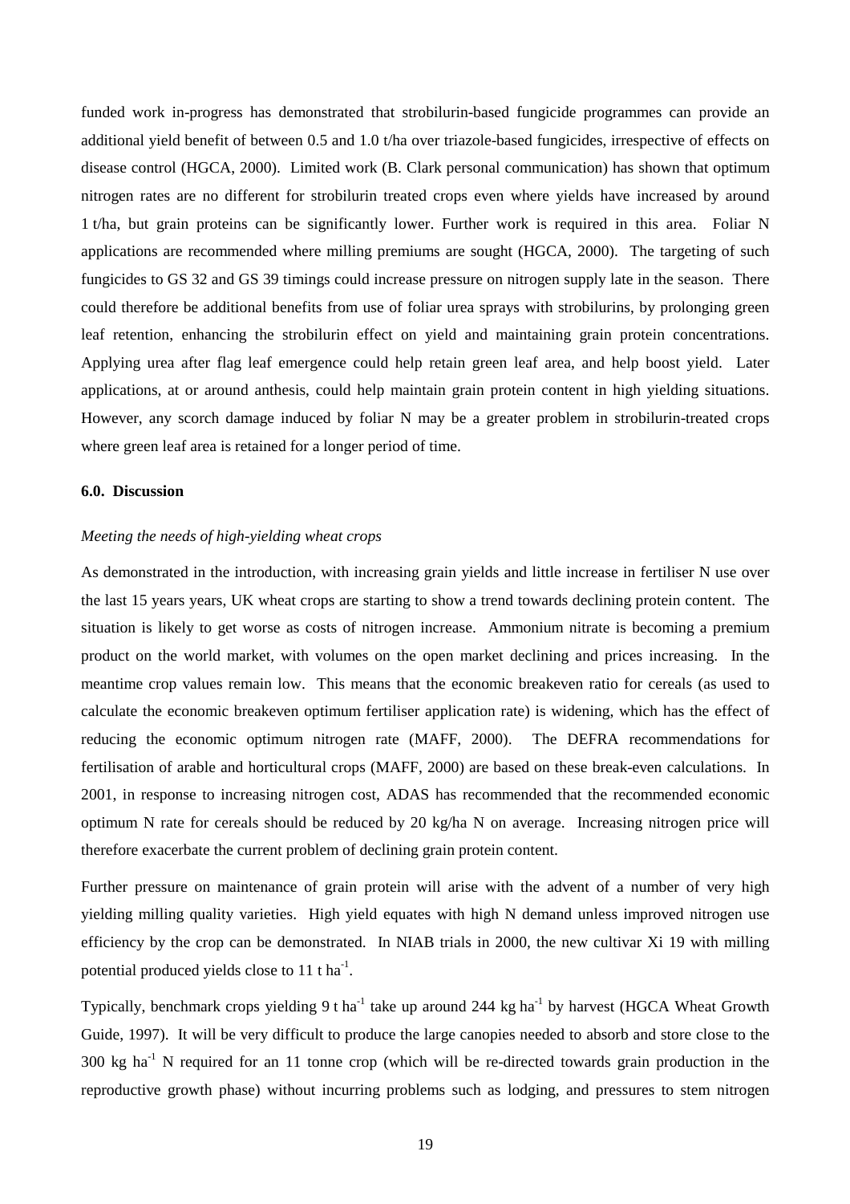funded work in-progress has demonstrated that strobilurin-based fungicide programmes can provide an additional yield benefit of between 0.5 and 1.0 t/ha over triazole-based fungicides, irrespective of effects on disease control (HGCA, 2000). Limited work (B. Clark personal communication) has shown that optimum nitrogen rates are no different for strobilurin treated crops even where yields have increased by around 1 t/ha, but grain proteins can be significantly lower. Further work is required in this area. Foliar N applications are recommended where milling premiums are sought (HGCA, 2000). The targeting of such fungicides to GS 32 and GS 39 timings could increase pressure on nitrogen supply late in the season. There could therefore be additional benefits from use of foliar urea sprays with strobilurins, by prolonging green leaf retention, enhancing the strobilurin effect on yield and maintaining grain protein concentrations. Applying urea after flag leaf emergence could help retain green leaf area, and help boost yield. Later applications, at or around anthesis, could help maintain grain protein content in high yielding situations. However, any scorch damage induced by foliar N may be a greater problem in strobilurin-treated crops where green leaf area is retained for a longer period of time.

## 6.0. Discussion

*Meeting the needs of high-yielding wheat crops*

As demonstrated in the introduction, with increasing grain yields and little increase in fertiliser N use over the last 15 years years, UK wheat crops are starting to show a trend towards declining protein content. The situation is likely to get worse as costs of nitrogen increase. Ammonium nitrate is becoming a premium product on the world market, with volumes on the open market declining and prices increasing. In the meantime crop values remain low. This means that the economic breakeven ratio for cereals (as used to calculate the economic breakeven optimum fertiliser application rate) is widening, which has the effect of reducing the economic optimum nitrogen rate (MAFF, 2000). The DEFRA recommendations for fertilisation of arable and horticultural crops (MAFF, 2000) are based on these break-even calculations. In 2001, in response to increasing nitrogen cost, ADAS has recommended that the recommended economic optimum N rate for cereals should be reduced by 20 kg/ha N on average. Increasing nitrogen price will therefore exacerbate the current problem of declining grain protein content.

Further pressure on maintenance of grain protein will arise with the advent of a number of very high yielding milling quality varieties. High yield equates with high N demand unless improved nitrogen use efficiency by the crop can be demonstrated. In NIAB trials in 2000, the new cultivar Xi 19 with milling potential produced yields close to 11 t $ha^{-1}$.

Typically, benchmark crops yielding 9 t $ha^{-1}$ take up around 244 kg $ha^{-1}$ by harvest (HGCA Wheat Growth Guide, 1997). It will be very difficult to produce the large canopies needed to absorb and store close to the 300 kg $ha^{-1}$ N required for an 11 tonne crop (which will be re-directed towards grain production in the reproductive growth phase) without incurring problems such as lodging, and pressures to stem nitrogen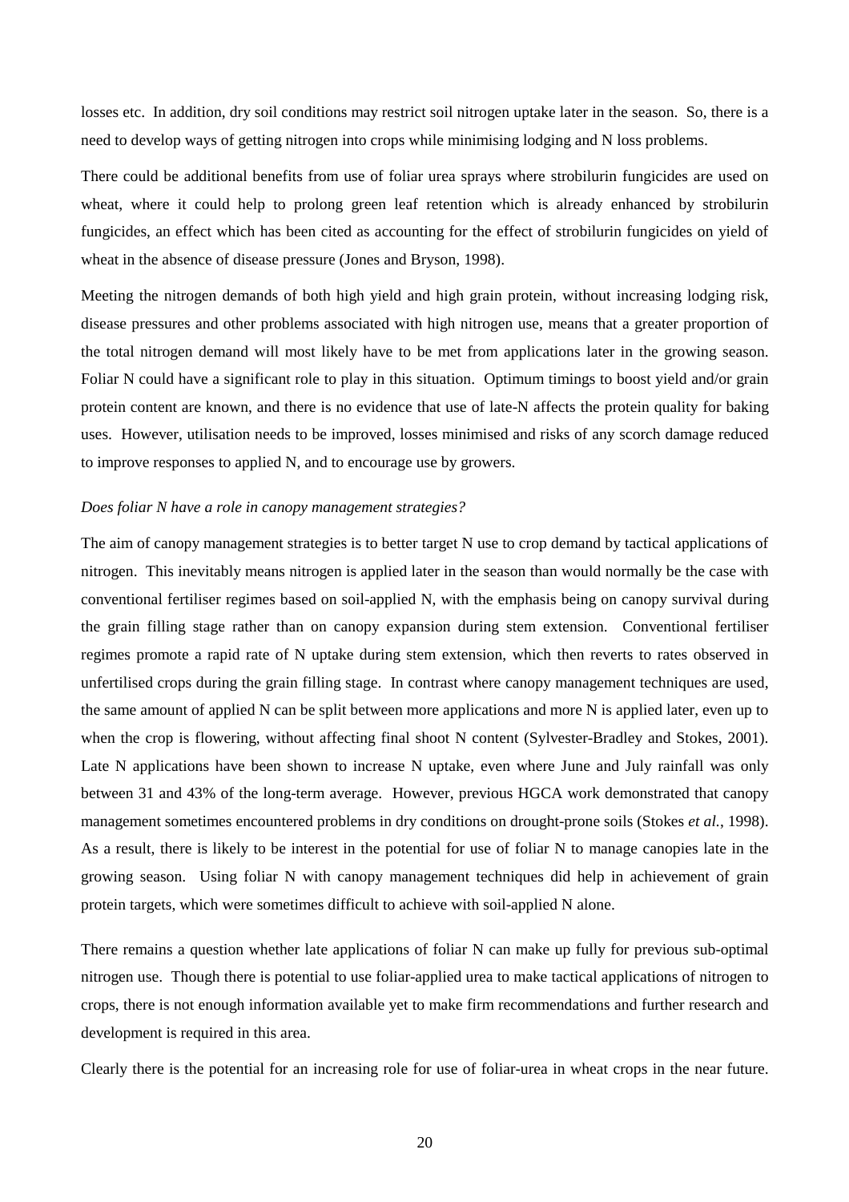losses etc. In addition, dry soil conditions may restrict soil nitrogen uptake later in the season. So, there is a need to develop ways of getting nitrogen into crops while minimising lodging and N loss problems.

There could be additional benefits from use of foliar urea sprays where strobilurin fungicides are used on wheat, where it could help to prolong green leaf retention which is already enhanced by strobilurin fungicides, an effect which has been cited as accounting for the effect of strobilurin fungicides on yield of wheat in the absence of disease pressure (Jones and Bryson, 1998).

Meeting the nitrogen demands of both high yield and high grain protein, without increasing lodging risk, disease pressures and other problems associated with high nitrogen use, means that a greater proportion of the total nitrogen demand will most likely have to be met from applications later in the growing season. Foliar N could have a significant role to play in this situation. Optimum timings to boost yield and/or grain protein content are known, and there is no evidence that use of late-N affects the protein quality for baking uses. However, utilisation needs to be improved, losses minimised and risks of any scorch damage reduced to improve responses to applied N, and to encourage use by growers.

*Does foliar N have a role in canopy management strategies?*

The aim of canopy management strategies is to better target N use to crop demand by tactical applications of nitrogen. This inevitably means nitrogen is applied later in the season than would normally be the case with conventional fertiliser regimes based on soil-applied N, with the emphasis being on canopy survival during the grain filling stage rather than on canopy expansion during stem extension. Conventional fertiliser regimes promote a rapid rate of N uptake during stem extension, which then reverts to rates observed in unfertilised crops during the grain filling stage. In contrast where canopy management techniques are used, the same amount of applied N can be split between more applications and more N is applied later, even up to when the crop is flowering, without affecting final shoot N content (Sylvester-Bradley and Stokes, 2001). Late N applications have been shown to increase N uptake, even where June and July rainfall was only between 31 and 43% of the long-term average. However, previous HGCA work demonstrated that canopy management sometimes encountered problems in dry conditions on drought-prone soils (Stokes *et al.*, 1998). As a result, there is likely to be interest in the potential for use of foliar N to manage canopies late in the growing season. Using foliar N with canopy management techniques did help in achievement of grain protein targets, which were sometimes difficult to achieve with soil-applied N alone.

There remains a question whether late applications of foliar N can make up fully for previous sub-optimal nitrogen use. Though there is potential to use foliar-applied urea to make tactical applications of nitrogen to crops, there is not enough information available yet to make firm recommendations and further research and development is required in this area.

Clearly there is the potential for an increasing role for use of foliar-urea in wheat crops in the near future.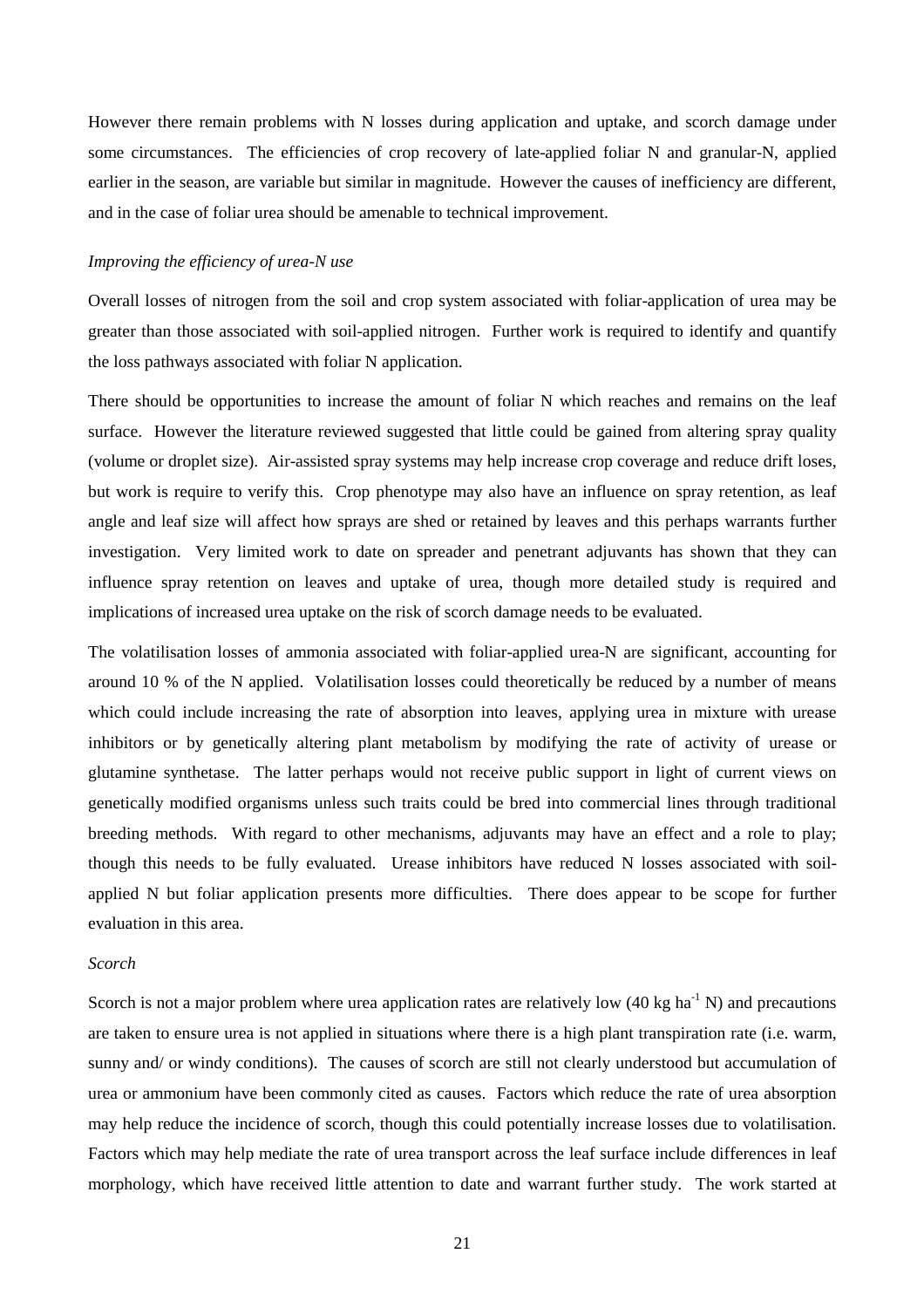However there remain problems with N losses during application and uptake, and scorch damage under some circumstances. The efficiencies of crop recovery of late-applied foliar N and granular-N, applied earlier in the season, are variable but similar in magnitude. However the causes of inefficiency are different, and in the case of foliar urea should be amenable to technical improvement.

*Improving the efficiency of urea-N use*

Overall losses of nitrogen from the soil and crop system associated with foliar-application of urea may be greater than those associated with soil-applied nitrogen. Further work is required to identify and quantify the loss pathways associated with foliar N application.

There should be opportunities to increase the amount of foliar N which reaches and remains on the leaf surface. However the literature reviewed suggested that little could be gained from altering spray quality (volume or droplet size). Air-assisted spray systems may help increase crop coverage and reduce drift loses, but work is require to verify this. Crop phenotype may also have an influence on spray retention, as leaf angle and leaf size will affect how sprays are shed or retained by leaves and this perhaps warrants further investigation. Very limited work to date on spreader and penetrant adjuvants has shown that they can influence spray retention on leaves and uptake of urea, though more detailed study is required and implications of increased urea uptake on the risk of scorch damage needs to be evaluated.

The volatilisation losses of ammonia associated with foliar-applied urea-N are significant, accounting for around 10 % of the N applied. Volatilisation losses could theoretically be reduced by a number of means which could include increasing the rate of absorption into leaves, applying urea in mixture with urease inhibitors or by genetically altering plant metabolism by modifying the rate of activity of urease or glutamine synthetase. The latter perhaps would not receive public support in light of current views on genetically modified organisms unless such traits could be bred into commercial lines through traditional breeding methods. With regard to other mechanisms, adjuvants may have an effect and a role to play; though this needs to be fully evaluated. Urease inhibitors have reduced N losses associated with soil-applied N but foliar application presents more difficulties. There does appear to be scope for further evaluation in this area.

*Scorch*

Scorch is not a major problem where urea application rates are relatively low (40 kg $ha^{-1}$ N) and precautions are taken to ensure urea is not applied in situations where there is a high plant transpiration rate (i.e. warm, sunny and/ or windy conditions). The causes of scorch are still not clearly understood but accumulation of urea or ammonium have been commonly cited as causes. Factors which reduce the rate of urea absorption may help reduce the incidence of scorch, though this could potentially increase losses due to volatilisation. Factors which may help mediate the rate of urea transport across the leaf surface include differences in leaf morphology, which have received little attention to date and warrant further study. The work started at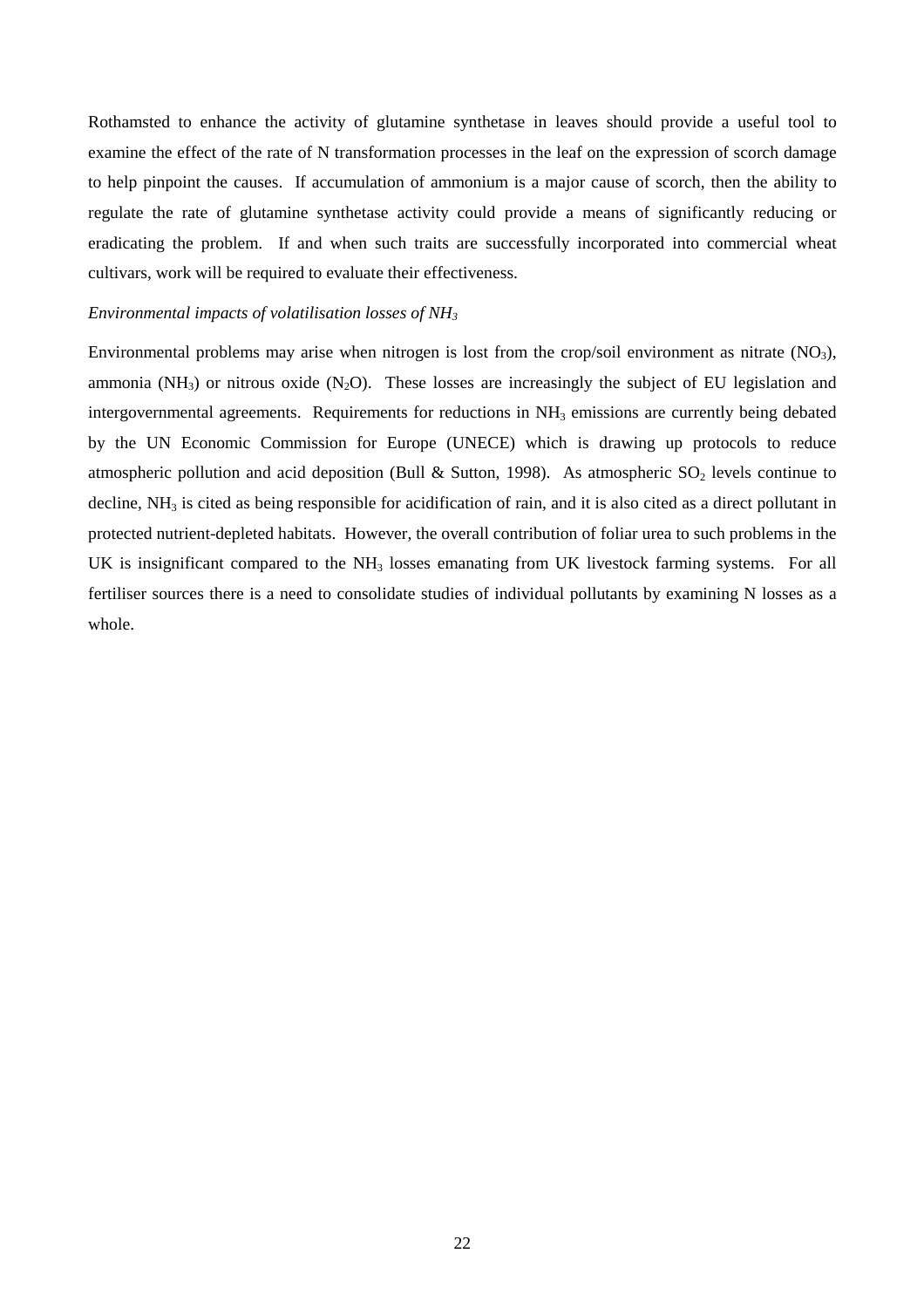Rothamsted to enhance the activity of glutamine synthetase in leaves should provide a useful tool to examine the effect of the rate of N transformation processes in the leaf on the expression of scorch damage to help pinpoint the causes. If accumulation of ammonium is a major cause of scorch, then the ability to regulate the rate of glutamine synthetase activity could provide a means of significantly reducing or eradicating the problem. If and when such traits are successfully incorporated into commercial wheat cultivars, work will be required to evaluate their effectiveness.

*Environmental impacts of volatilisation losses of $NH_3$*

Environmental problems may arise when nitrogen is lost from the crop/soil environment as nitrate ($NO_3$), ammonia ($NH_3$) or nitrous oxide ($N_2O$). These losses are increasingly the subject of EU legislation and intergovernmental agreements. Requirements for reductions in $NH_3$ emissions are currently being debated by the UN Economic Commission for Europe (UNECE) which is drawing up protocols to reduce atmospheric pollution and acid deposition (Bull & Sutton, 1998). As atmospheric $SO_2$ levels continue to decline, $NH_3$ is cited as being responsible for acidification of rain, and it is also cited as a direct pollutant in protected nutrient-depleted habitats. However, the overall contribution of foliar urea to such problems in the UK is insignificant compared to the $NH_3$ losses emanating from UK livestock farming systems. For all fertiliser sources there is a need to consolidate studies of individual pollutants by examining N losses as a whole.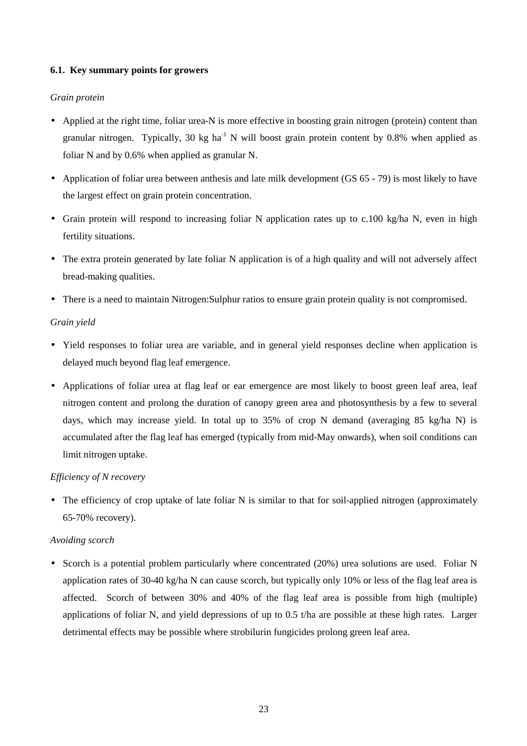### 6.1. Key summary points for growers

*Grain protein*

- Applied at the right time, foliar urea-N is more effective in boosting grain nitrogen (protein) content than granular nitrogen. Typically, 30 kg $ha^{-1}$ N will boost grain protein content by 0.8% when applied as foliar N and by 0.6% when applied as granular N.
- Application of foliar urea between anthesis and late milk development (GS 65 - 79) is most likely to have the largest effect on grain protein concentration.
- Grain protein will respond to increasing foliar N application rates up to c.100 kg/ha N, even in high fertility situations.
- The extra protein generated by late foliar N application is of a high quality and will not adversely affect bread-making qualities.
- There is a need to maintain Nitrogen:Sulphur ratios to ensure grain protein quality is not compromised.

*Grain yield*

- Yield responses to foliar urea are variable, and in general yield responses decline when application is delayed much beyond flag leaf emergence.
- Applications of foliar urea at flag leaf or ear emergence are most likely to boost green leaf area, leaf nitrogen content and prolong the duration of canopy green area and photosynthesis by a few to several days, which may increase yield. In total up to 35% of crop N demand (averaging 85 kg/ha N) is accumulated after the flag leaf has emerged (typically from mid-May onwards), when soil conditions can limit nitrogen uptake.

*Efficiency of N recovery*

- The efficiency of crop uptake of late foliar N is similar to that for soil-applied nitrogen (approximately 65-70% recovery).

*Avoiding scorch*

- Scorch is a potential problem particularly where concentrated (20%) urea solutions are used. Foliar N application rates of 30-40 kg/ha N can cause scorch, but typically only 10% or less of the flag leaf area is affected. Scorch of between 30% and 40% of the flag leaf area is possible from high (multiple) applications of foliar N, and yield depressions of up to 0.5 t/ha are possible at these high rates. Larger detrimental effects may be possible where strobilurin fungicides prolong green leaf area.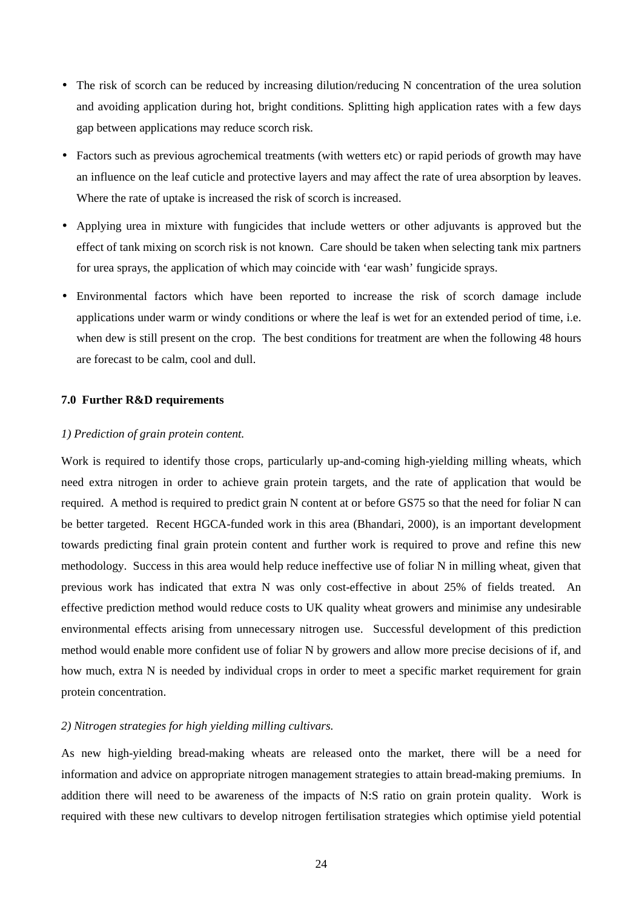- The risk of scorch can be reduced by increasing dilution/reducing N concentration of the urea solution and avoiding application during hot, bright conditions. Splitting high application rates with a few days gap between applications may reduce scorch risk.
- Factors such as previous agrochemical treatments (with wetters etc) or rapid periods of growth may have an influence on the leaf cuticle and protective layers and may affect the rate of urea absorption by leaves. Where the rate of uptake is increased the risk of scorch is increased.
- Applying urea in mixture with fungicides that include wetters or other adjuvants is approved but the effect of tank mixing on scorch risk is not known. Care should be taken when selecting tank mix partners for urea sprays, the application of which may coincide with 'ear wash' fungicide sprays.
- Environmental factors which have been reported to increase the risk of scorch damage include applications under warm or windy conditions or where the leaf is wet for an extended period of time, i.e. when dew is still present on the crop. The best conditions for treatment are when the following 48 hours are forecast to be calm, cool and dull.

## 7.0 Further R&D requirements

*1) Prediction of grain protein content.*

Work is required to identify those crops, particularly up-and-coming high-yielding milling wheats, which need extra nitrogen in order to achieve grain protein targets, and the rate of application that would be required. A method is required to predict grain N content at or before GS75 so that the need for foliar N can be better targeted. Recent HGCA-funded work in this area (Bhandari, 2000), is an important development towards predicting final grain protein content and further work is required to prove and refine this new methodology. Success in this area would help reduce ineffective use of foliar N in milling wheat, given that previous work has indicated that extra N was only cost-effective in about 25% of fields treated. An effective prediction method would reduce costs to UK quality wheat growers and minimise any undesirable environmental effects arising from unnecessary nitrogen use. Successful development of this prediction method would enable more confident use of foliar N by growers and allow more precise decisions of if, and how much, extra N is needed by individual crops in order to meet a specific market requirement for grain protein concentration.

*2) Nitrogen strategies for high yielding milling cultivars.*

As new high-yielding bread-making wheats are released onto the market, there will be a need for information and advice on appropriate nitrogen management strategies to attain bread-making premiums. In addition there will need to be awareness of the impacts of N:S ratio on grain protein quality. Work is required with these new cultivars to develop nitrogen fertilisation strategies which optimise yield potential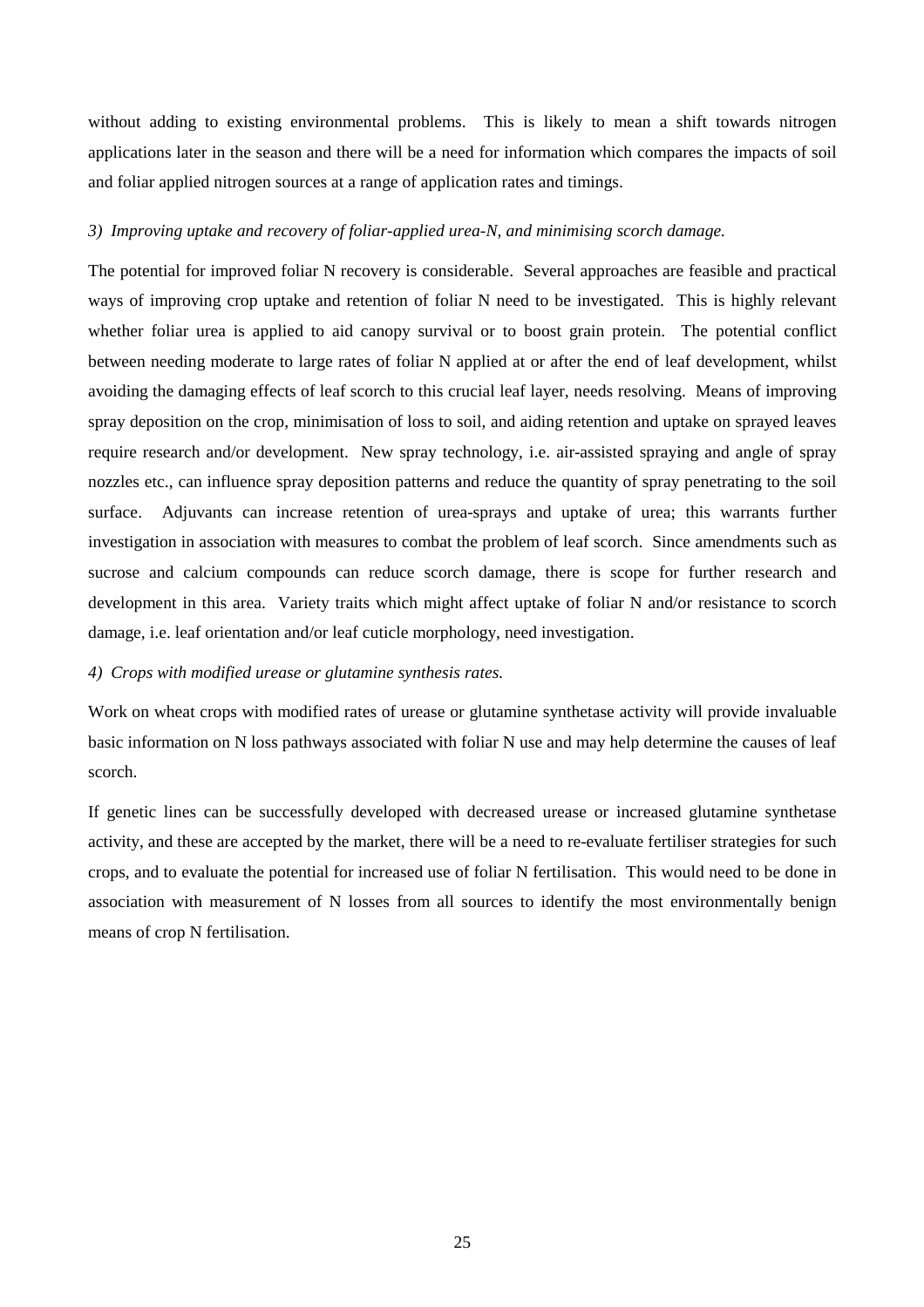without adding to existing environmental problems. This is likely to mean a shift towards nitrogen applications later in the season and there will be a need for information which compares the impacts of soil and foliar applied nitrogen sources at a range of application rates and timings.

*3) Improving uptake and recovery of foliar-applied urea-N, and minimising scorch damage.*

The potential for improved foliar N recovery is considerable. Several approaches are feasible and practical ways of improving crop uptake and retention of foliar N need to be investigated. This is highly relevant whether foliar urea is applied to aid canopy survival or to boost grain protein. The potential conflict between needing moderate to large rates of foliar N applied at or after the end of leaf development, whilst avoiding the damaging effects of leaf scorch to this crucial leaf layer, needs resolving. Means of improving spray deposition on the crop, minimisation of loss to soil, and aiding retention and uptake on sprayed leaves require research and/or development. New spray technology, i.e. air-assisted spraying and angle of spray nozzles etc., can influence spray deposition patterns and reduce the quantity of spray penetrating to the soil surface. Adjuvants can increase retention of urea-sprays and uptake of urea; this warrants further investigation in association with measures to combat the problem of leaf scorch. Since amendments such as sucrose and calcium compounds can reduce scorch damage, there is scope for further research and development in this area. Variety traits which might affect uptake of foliar N and/or resistance to scorch damage, i.e. leaf orientation and/or leaf cuticle morphology, need investigation.

*4) Crops with modified urease or glutamine synthesis rates.*

Work on wheat crops with modified rates of urease or glutamine synthetase activity will provide invaluable basic information on N loss pathways associated with foliar N use and may help determine the causes of leaf scorch.

If genetic lines can be successfully developed with decreased urease or increased glutamine synthetase activity, and these are accepted by the market, there will be a need to re-evaluate fertiliser strategies for such crops, and to evaluate the potential for increased use of foliar N fertilisation. This would need to be done in association with measurement of N losses from all sources to identify the most environmentally benign means of crop N fertilisation.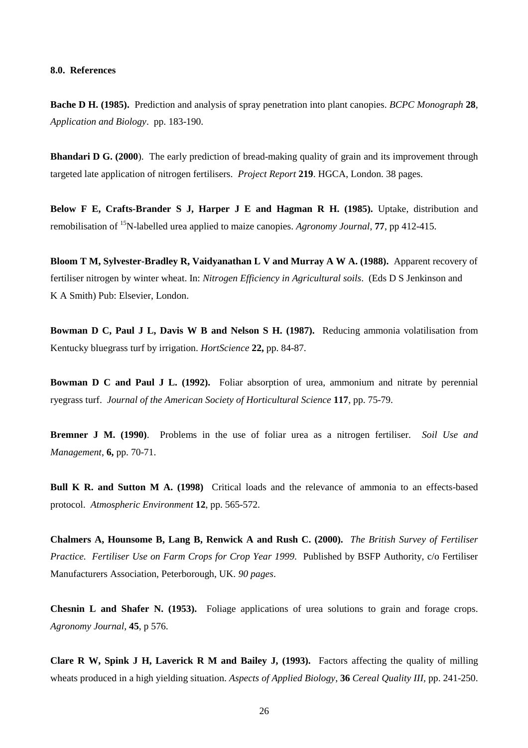**8.0. References**

**Bache D H. (1985).** Prediction and analysis of spray penetration into plant canopies. *BCPC Monograph* **28**, *Application and Biology*. pp. 183-190.

**Bhandari D G. (2000**). The early prediction of bread-making quality of grain and its improvement through targeted late application of nitrogen fertilisers. *Project Report* **219**. HGCA, London. 38 pages.

**Below F E, Crafts-Brander S J, Harper J E and Hagman R H. (1985).** Uptake, distribution and remobilisation of $^{15}$N-labelled urea applied to maize canopies. *Agronomy Journal*, **77**, pp 412-415.

**Bloom T M, Sylvester-Bradley R, Vaidyanathan L V and Murray A W A. (1988).** Apparent recovery of fertiliser nitrogen by winter wheat. In: *Nitrogen Efficiency in Agricultural soils*. (Eds D S Jenkinson and K A Smith) Pub: Elsevier, London.

**Bowman D C, Paul J L, Davis W B and Nelson S H. (1987).** Reducing ammonia volatilisation from Kentucky bluegrass turf by irrigation. *HortScience* **22,** pp. 84-87.

**Bowman D C and Paul J L. (1992).** Foliar absorption of urea, ammonium and nitrate by perennial ryegrass turf. *Journal of the American Society of Horticultural Science* **117**, pp. 75-79.

**Bremner J M. (1990)**. Problems in the use of foliar urea as a nitrogen fertiliser. *Soil Use and Management*, **6,** pp. 70-71.

**Bull K R. and Sutton M A. (1998)** Critical loads and the relevance of ammonia to an effects-based protocol. *Atmospheric Environment* **12**, pp. 565-572.

**Chalmers A, Hounsome B, Lang B, Renwick A and Rush C. (2000).** *The British Survey of Fertiliser Practice. Fertiliser Use on Farm Crops for Crop Year 1999*. Published by BSFP Authority, c/o Fertiliser Manufacturers Association, Peterborough, UK. *90 pages*.

**Chesnin L and Shafer N. (1953).** Foliage applications of urea solutions to grain and forage crops. *Agronomy Journal*, **45**, p 576.

**Clare R W, Spink J H, Laverick R M and Bailey J, (1993).** Factors affecting the quality of milling wheats produced in a high yielding situation. *Aspects of Applied Biology*, **36** *Cereal Quality III*, pp. 241-250.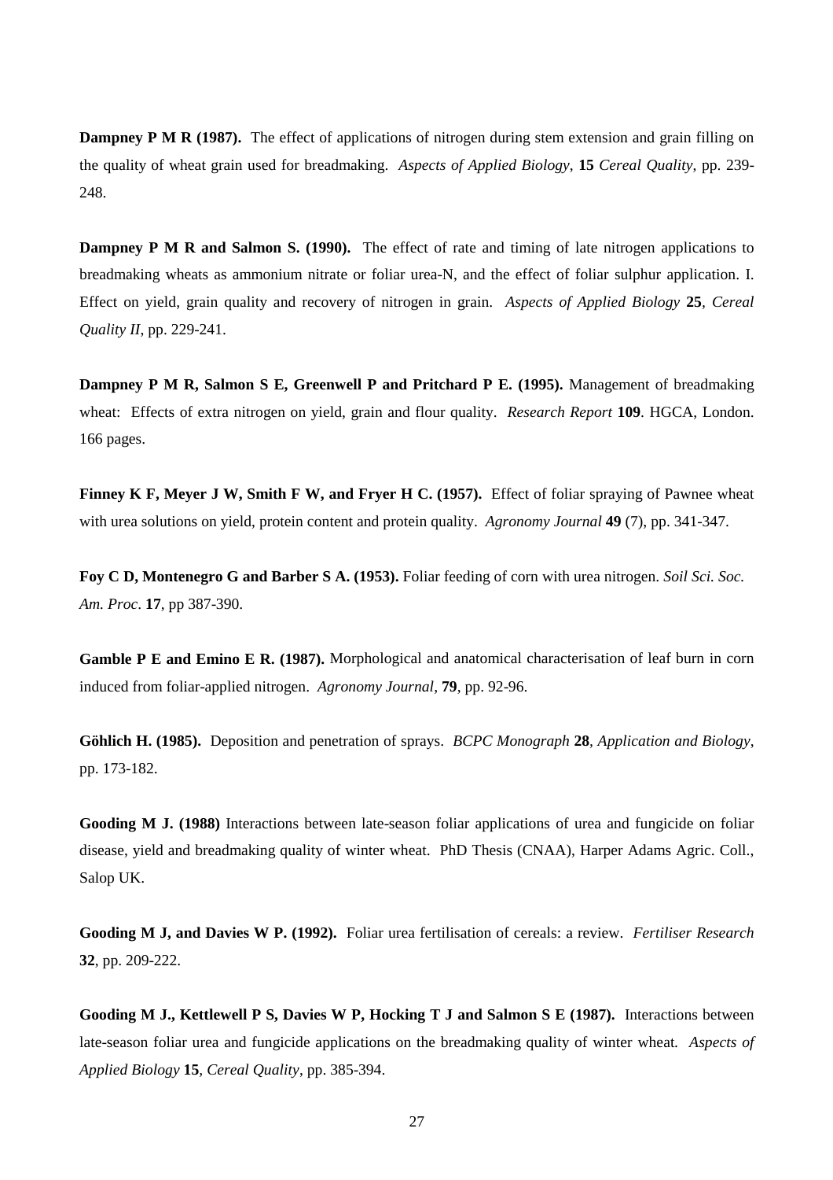**Dampney P M R (1987).** The effect of applications of nitrogen during stem extension and grain filling on the quality of wheat grain used for breadmaking. *Aspects of Applied Biology*, **15** *Cereal Quality*, pp. 239-248.

**Dampney P M R and Salmon S. (1990).** The effect of rate and timing of late nitrogen applications to breadmaking wheats as ammonium nitrate or foliar urea-N, and the effect of foliar sulphur application. I. Effect on yield, grain quality and recovery of nitrogen in grain. *Aspects of Applied Biology* **25**, *Cereal Quality II*, pp. 229-241.

**Dampney P M R, Salmon S E, Greenwell P and Pritchard P E. (1995).** Management of breadmaking wheat: Effects of extra nitrogen on yield, grain and flour quality. *Research Report* **109**. HGCA, London. 166 pages.

**Finney K F, Meyer J W, Smith F W, and Fryer H C. (1957).** Effect of foliar spraying of Pawnee wheat with urea solutions on yield, protein content and protein quality. *Agronomy Journal* **49** (7), pp. 341-347.

**Foy C D, Montenegro G and Barber S A. (1953).** Foliar feeding of corn with urea nitrogen. *Soil Sci. Soc. Am. Proc*. **17**, pp 387-390.

**Gamble P E and Emino E R. (1987).** Morphological and anatomical characterisation of leaf burn in corn induced from foliar-applied nitrogen. *Agronomy Journal*, **79**, pp. 92-96.

**Göhlich H. (1985).** Deposition and penetration of sprays. *BCPC Monograph* **28**, *Application and Biology*, pp. 173-182.

**Gooding M J. (1988)** Interactions between late-season foliar applications of urea and fungicide on foliar disease, yield and breadmaking quality of winter wheat. PhD Thesis (CNAA), Harper Adams Agric. Coll., Salop UK.

**Gooding M J, and Davies W P. (1992).** Foliar urea fertilisation of cereals: a review. *Fertiliser Research* **32**, pp. 209-222.

**Gooding M J., Kettlewell P S, Davies W P, Hocking T J and Salmon S E (1987).** Interactions between late-season foliar urea and fungicide applications on the breadmaking quality of winter wheat. *Aspects of Applied Biology* **15**, *Cereal Quality*, pp. 385-394.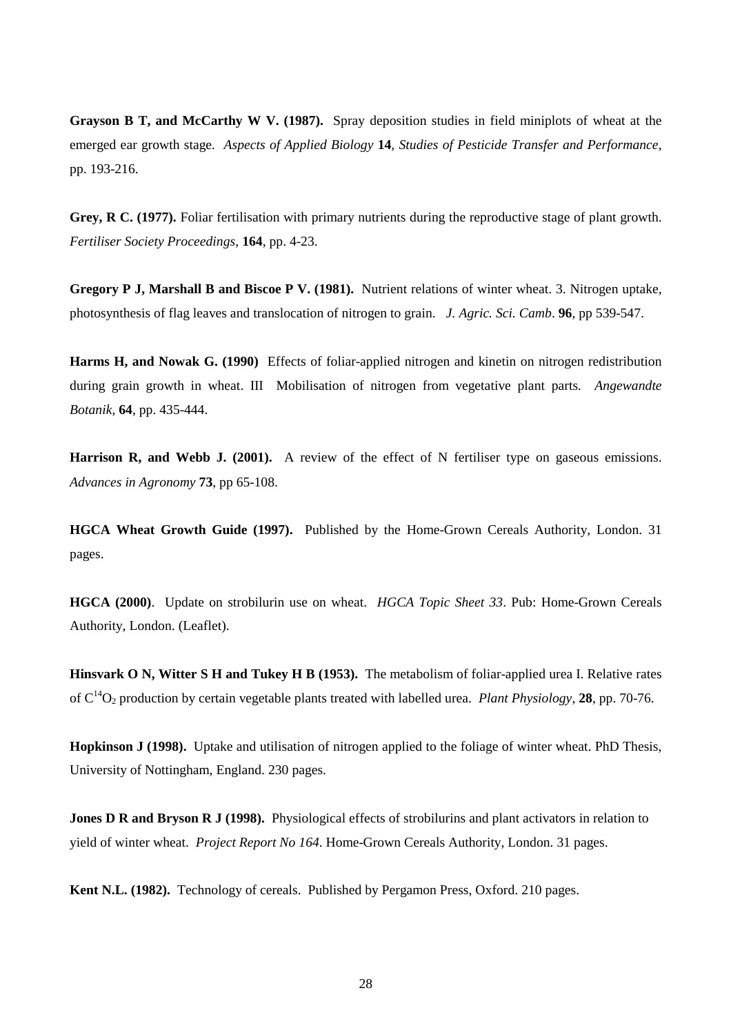**Grayson B T, and McCarthy W V. (1987).** Spray deposition studies in field miniplots of wheat at the emerged ear growth stage. *Aspects of Applied Biology* **14**, *Studies of Pesticide Transfer and Performance*, pp. 193-216.

**Grey, R C. (1977).** Foliar fertilisation with primary nutrients during the reproductive stage of plant growth. *Fertiliser Society Proceedings*, **164**, pp. 4-23.

**Gregory P J, Marshall B and Biscoe P V. (1981).** Nutrient relations of winter wheat. 3. Nitrogen uptake, photosynthesis of flag leaves and translocation of nitrogen to grain. *J. Agric. Sci. Camb*. **96**, pp 539-547.

**Harms H, and Nowak G. (1990)** Effects of foliar-applied nitrogen and kinetin on nitrogen redistribution during grain growth in wheat. III Mobilisation of nitrogen from vegetative plant parts. *Angewandte Botanik*, **64**, pp. 435-444.

**Harrison R, and Webb J. (2001).** A review of the effect of N fertiliser type on gaseous emissions. *Advances in Agronomy* **73**, pp 65-108.

**HGCA Wheat Growth Guide (1997).** Published by the Home-Grown Cereals Authority, London. 31 pages.

**HGCA (2000)**. Update on strobilurin use on wheat. *HGCA Topic Sheet 33*. Pub: Home-Grown Cereals Authority, London. (Leaflet).

**Hinsvark O N, Witter S H and Tukey H B (1953).** The metabolism of foliar-applied urea I. Relative rates of $C^{14}O_2$ production by certain vegetable plants treated with labelled urea. *Plant Physiology*, **28**, pp. 70-76.

**Hopkinson J (1998).** Uptake and utilisation of nitrogen applied to the foliage of winter wheat. PhD Thesis, University of Nottingham, England. 230 pages.

**Jones D R and Bryson R J (1998).** Physiological effects of strobilurins and plant activators in relation to yield of winter wheat. *Project Report No 164*. Home-Grown Cereals Authority, London. 31 pages.

**Kent N.L. (1982).** Technology of cereals. Published by Pergamon Press, Oxford. 210 pages.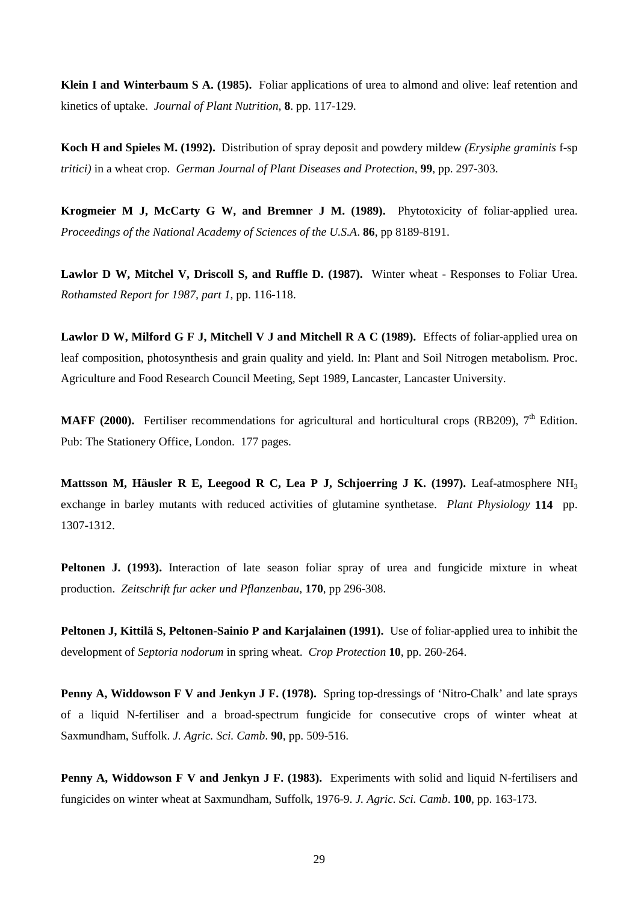**Klein I and Winterbaum S A. (1985).** Foliar applications of urea to almond and olive: leaf retention and kinetics of uptake. *Journal of Plant Nutrition*, **8**. pp. 117-129.

**Koch H and Spieles M. (1992).** Distribution of spray deposit and powdery mildew *(Erysiphe graminis* f-sp *tritici)* in a wheat crop. *German Journal of Plant Diseases and Protection*, **99**, pp. 297-303.

**Krogmeier M J, McCarty G W, and Bremner J M. (1989).** Phytotoxicity of foliar-applied urea. *Proceedings of the National Academy of Sciences of the U.S.A*. **86**, pp 8189-8191.

**Lawlor D W, Mitchel V, Driscoll S, and Ruffle D. (1987).** Winter wheat - Responses to Foliar Urea. *Rothamsted Report for 1987, part 1*, pp. 116-118.

**Lawlor D W, Milford G F J, Mitchell V J and Mitchell R A C (1989).** Effects of foliar-applied urea on leaf composition, photosynthesis and grain quality and yield. In: Plant and Soil Nitrogen metabolism. Proc. Agriculture and Food Research Council Meeting, Sept 1989, Lancaster, Lancaster University.

**MAFF (2000).** Fertiliser recommendations for agricultural and horticultural crops (RB209), 7th Edition. Pub: The Stationery Office, London. 177 pages.

**Mattsson M, Häusler R E, Leegood R C, Lea P J, Schjoerring J K. (1997).** Leaf-atmosphere $NH_3$ exchange in barley mutants with reduced activities of glutamine synthetase. *Plant Physiology* **114** pp. 1307-1312.

**Peltonen J. (1993).** Interaction of late season foliar spray of urea and fungicide mixture in wheat production. *Zeitschrift fur acker und Pflanzenbau,* **170**, pp 296-308.

**Peltonen J, Kittilä S, Peltonen-Sainio P and Karjalainen (1991).** Use of foliar-applied urea to inhibit the development of *Septoria nodorum* in spring wheat. *Crop Protection* **10**, pp. 260-264.

**Penny A, Widdowson F V and Jenkyn J F. (1978).** Spring top-dressings of 'Nitro-Chalk' and late sprays of a liquid N-fertiliser and a broad-spectrum fungicide for consecutive crops of winter wheat at Saxmundham, Suffolk. *J. Agric. Sci. Camb*. **90**, pp. 509-516.

**Penny A, Widdowson F V and Jenkyn J F. (1983).** Experiments with solid and liquid N-fertilisers and fungicides on winter wheat at Saxmundham, Suffolk, 1976-9. *J. Agric. Sci. Camb*. **100**, pp. 163-173.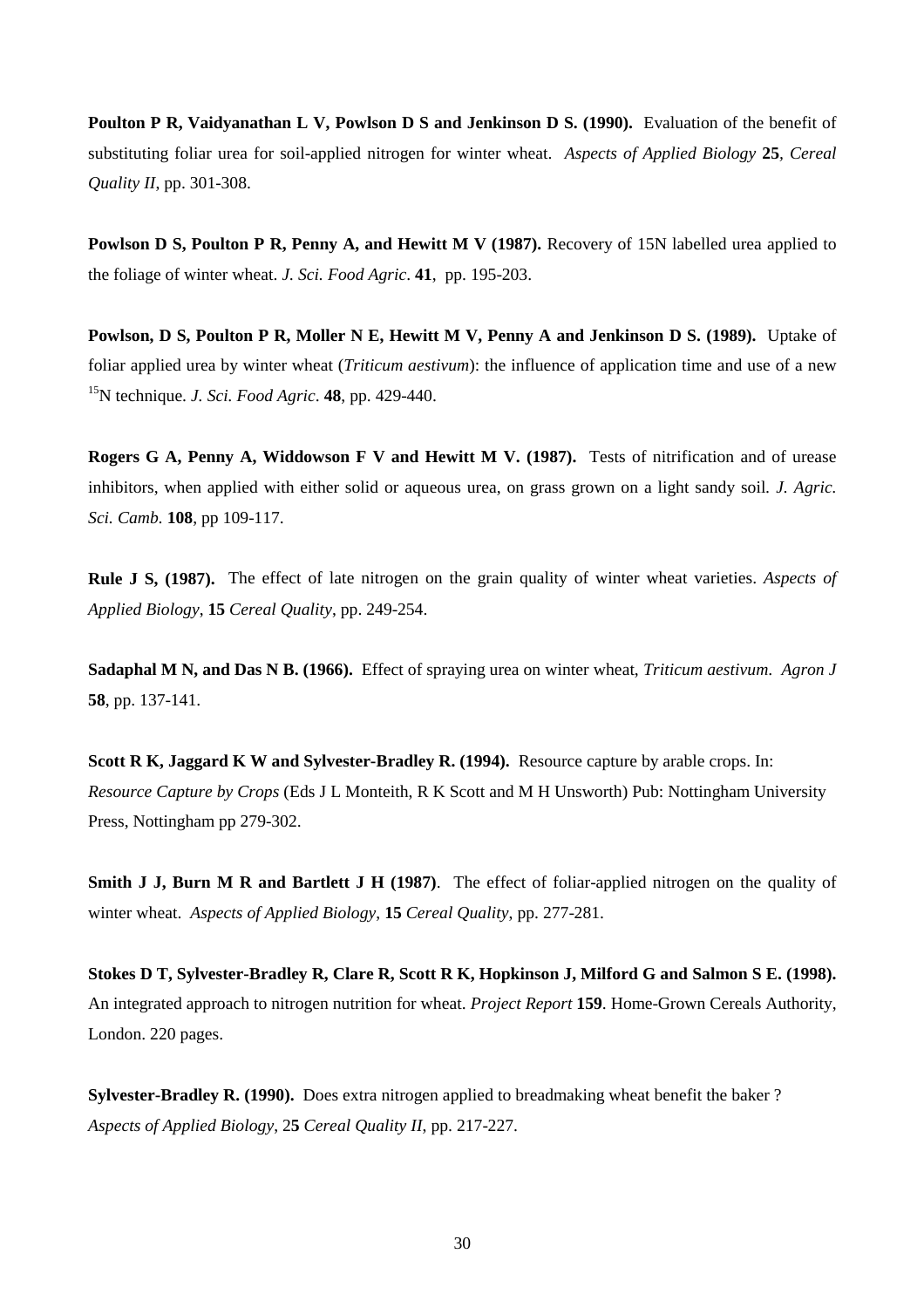**Poulton P R, Vaidyanathan L V, Powlson D S and Jenkinson D S. (1990).** Evaluation of the benefit of substituting foliar urea for soil-applied nitrogen for winter wheat. *Aspects of Applied Biology* **25**, *Cereal Quality II*, pp. 301-308.

**Powlson D S, Poulton P R, Penny A, and Hewitt M V (1987).** Recovery of 15N labelled urea applied to the foliage of winter wheat. *J. Sci. Food Agric*. **41**, pp. 195-203.

**Powlson, D S, Poulton P R, Moller N E, Hewitt M V, Penny A and Jenkinson D S. (1989).** Uptake of foliar applied urea by winter wheat (*Triticum aestivum*): the influence of application time and use of a new $^{15}N$ technique. *J. Sci. Food Agric*. **48**, pp. 429-440.

**Rogers G A, Penny A, Widdowson F V and Hewitt M V. (1987).** Tests of nitrification and of urease inhibitors, when applied with either solid or aqueous urea, on grass grown on a light sandy soil. *J. Agric. Sci. Camb.* **108**, pp 109-117.

**Rule J S, (1987).** The effect of late nitrogen on the grain quality of winter wheat varieties. *Aspects of Applied Biology*, **15** *Cereal Quality*, pp. 249-254.

**Sadaphal M N, and Das N B. (1966).** Effect of spraying urea on winter wheat, *Triticum aestivum*. *Agron J* **58**, pp. 137-141.

**Scott R K, Jaggard K W and Sylvester-Bradley R. (1994).** Resource capture by arable crops. In: *Resource Capture by Crops* (Eds J L Monteith, R K Scott and M H Unsworth) Pub: Nottingham University Press, Nottingham pp 279-302.

**Smith J J, Burn M R and Bartlett J H (1987)**. The effect of foliar-applied nitrogen on the quality of winter wheat. *Aspects of Applied Biology*, **15** *Cereal Quality*, pp. 277-281.

**Stokes D T, Sylvester-Bradley R, Clare R, Scott R K, Hopkinson J, Milford G and Salmon S E. (1998).** An integrated approach to nitrogen nutrition for wheat. *Project Report* **159**. Home-Grown Cereals Authority, London. 220 pages.

**Sylvester-Bradley R. (1990).** Does extra nitrogen applied to breadmaking wheat benefit the baker ? *Aspects of Applied Biology*, 2**5** *Cereal Quality II*, pp. 217-227.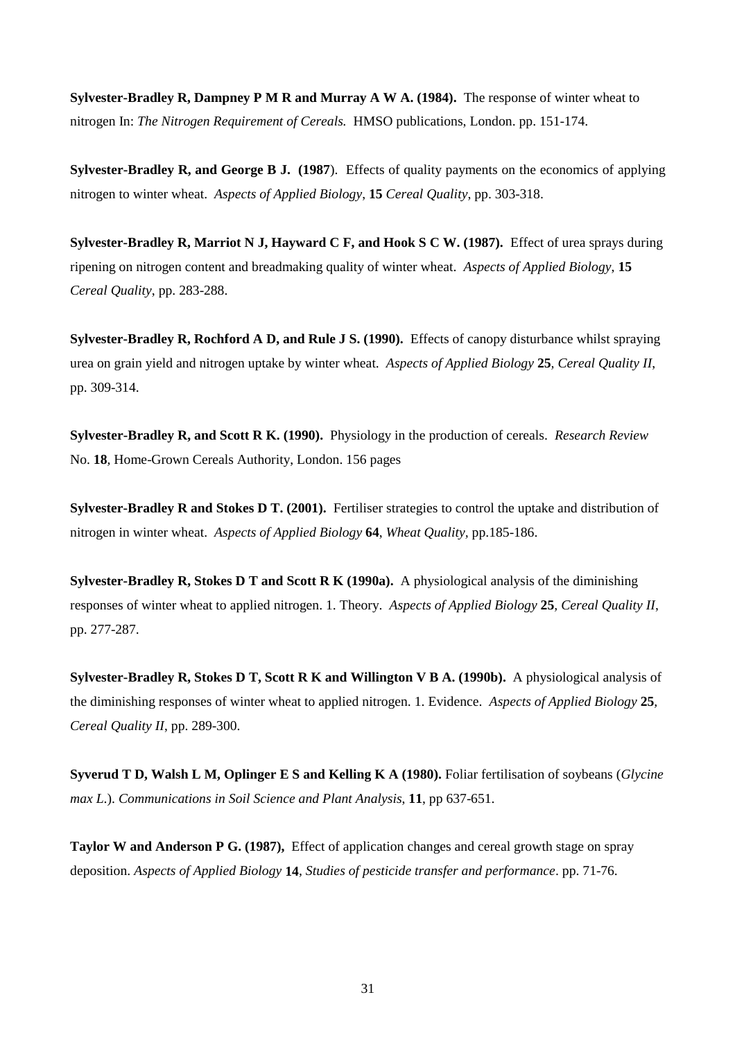**Sylvester-Bradley R, Dampney P M R and Murray A W A. (1984).** The response of winter wheat to nitrogen In: *The Nitrogen Requirement of Cereals.* HMSO publications, London. pp. 151-174.

**Sylvester-Bradley R, and George B J. (1987**). Effects of quality payments on the economics of applying nitrogen to winter wheat. *Aspects of Applied Biology*, **15** *Cereal Quality*, pp. 303-318.

**Sylvester-Bradley R, Marriot N J, Hayward C F, and Hook S C W. (1987).** Effect of urea sprays during ripening on nitrogen content and breadmaking quality of winter wheat. *Aspects of Applied Biology*, **15** *Cereal Quality*, pp. 283-288.

**Sylvester-Bradley R, Rochford A D, and Rule J S. (1990).** Effects of canopy disturbance whilst spraying urea on grain yield and nitrogen uptake by winter wheat. *Aspects of Applied Biology* **25**, *Cereal Quality II*, pp. 309-314.

**Sylvester-Bradley R, and Scott R K. (1990).** Physiology in the production of cereals. *Research Review* No. **18**, Home-Grown Cereals Authority, London. 156 pages

**Sylvester-Bradley R and Stokes D T. (2001).** Fertiliser strategies to control the uptake and distribution of nitrogen in winter wheat. *Aspects of Applied Biology* **64**, *Wheat Quality*, pp.185-186.

**Sylvester-Bradley R, Stokes D T and Scott R K (1990a).** A physiological analysis of the diminishing responses of winter wheat to applied nitrogen. 1. Theory. *Aspects of Applied Biology* **25**, *Cereal Quality II*, pp. 277-287.

**Sylvester-Bradley R, Stokes D T, Scott R K and Willington V B A. (1990b).** A physiological analysis of the diminishing responses of winter wheat to applied nitrogen. 1. Evidence. *Aspects of Applied Biology* **25**, *Cereal Quality II*, pp. 289-300.

**Syverud T D, Walsh L M, Oplinger E S and Kelling K A (1980).** Foliar fertilisation of soybeans (*Glycine max L*.). *Communications in Soil Science and Plant Analysis*, **11**, pp 637-651.

**Taylor W and Anderson P G. (1987),** Effect of application changes and cereal growth stage on spray deposition. *Aspects of Applied Biology* **14**, *Studies of pesticide transfer and performance*. pp. 71-76.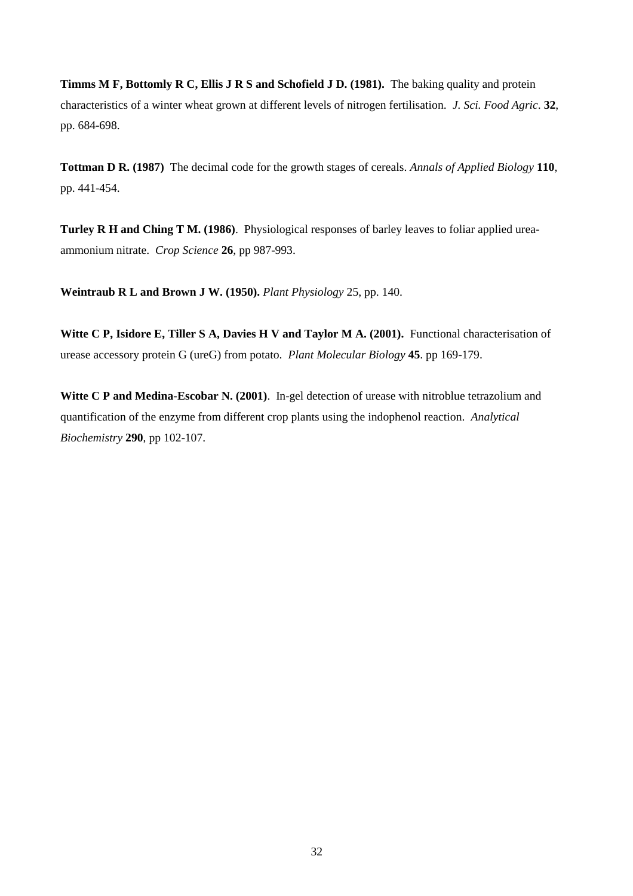**Timms M F, Bottomly R C, Ellis J R S and Schofield J D. (1981).** The baking quality and protein characteristics of a winter wheat grown at different levels of nitrogen fertilisation. *J. Sci. Food Agric.* **32**, pp. 684-698.

**Tottman D R. (1987)** The decimal code for the growth stages of cereals. *Annals of Applied Biology* **110**, pp. 441-454.

**Turley R H and Ching T M. (1986)**. Physiological responses of barley leaves to foliar applied urea-ammonium nitrate. *Crop Science* **26**, pp 987-993.

**Weintraub R L and Brown J W. (1950).** *Plant Physiology* 25, pp. 140.

**Witte C P, Isidore E, Tiller S A, Davies H V and Taylor M A. (2001).** Functional characterisation of urease accessory protein G (ureG) from potato. *Plant Molecular Biology* **45**. pp 169-179.

**Witte C P and Medina-Escobar N. (2001)**. In-gel detection of urease with nitroblue tetrazolium and quantification of the enzyme from different crop plants using the indophenol reaction. *Analytical Biochemistry* **290**, pp 102-107.